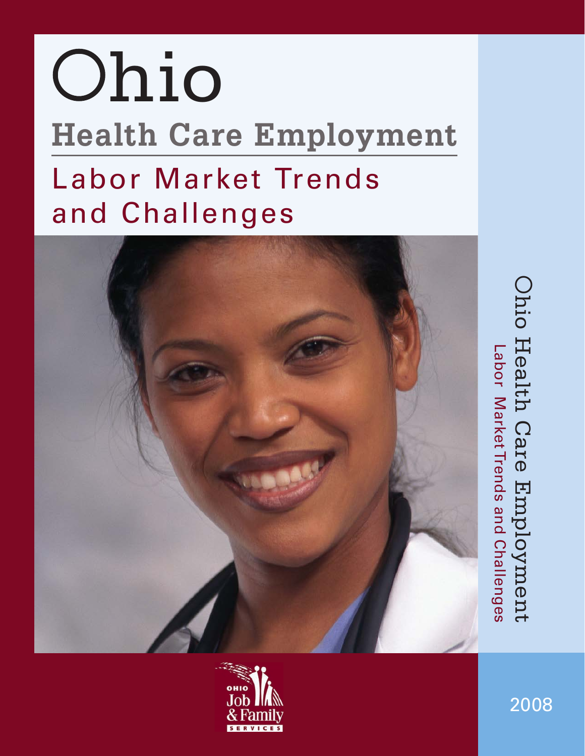# Ohio

## Health Care Employment

## Labor Market Trends and Challenges

Ohio Health Care Employment
Labor Market Trends and Challenges

OHIO Job & Family SERVICES

2008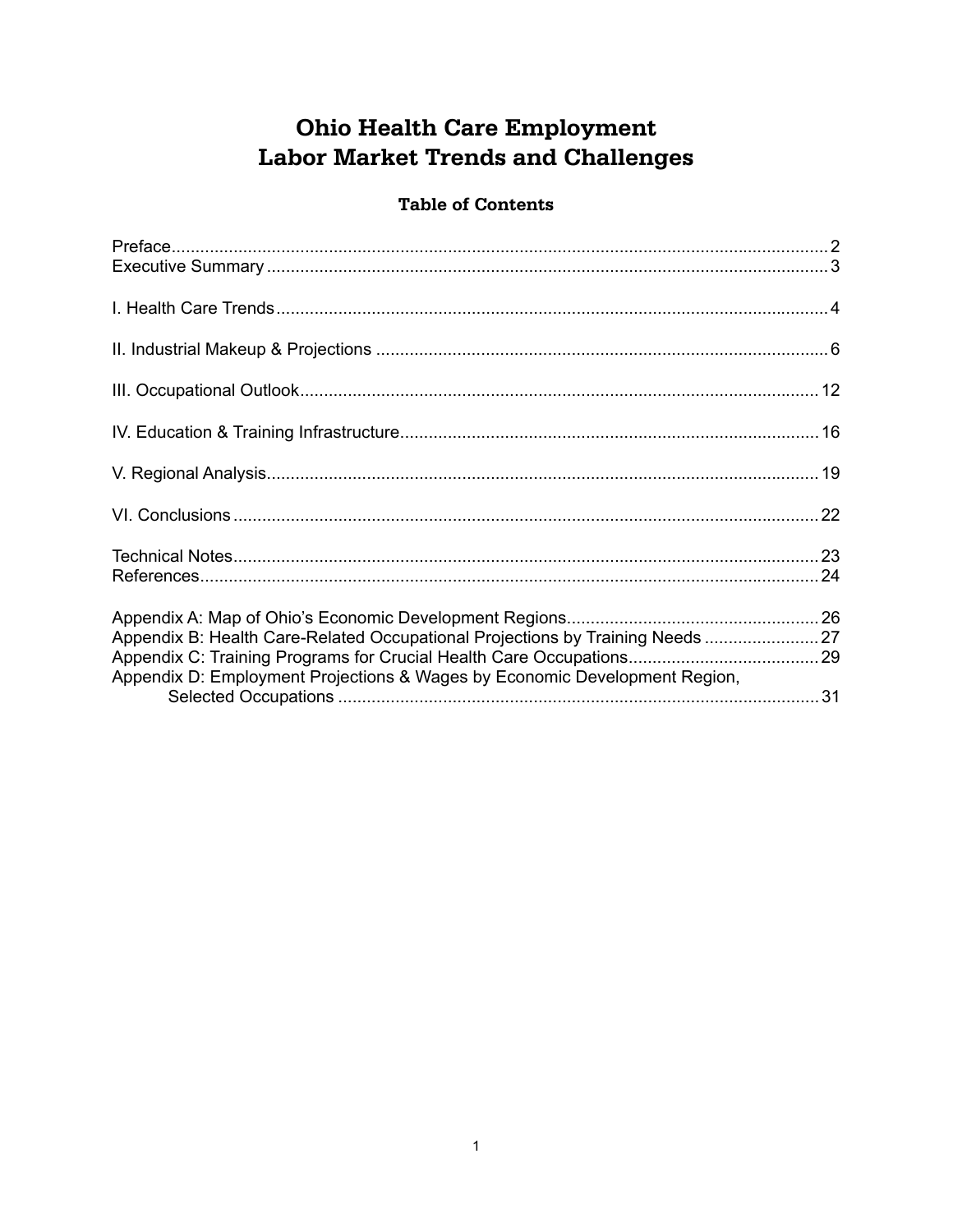# Ohio Health Care Employment
# Labor Market Trends and Challenges

## Table of Contents

Preface....................................................................................................................2
Executive Summary....................................................................................................3

I. Health Care Trends....................................................................................................4

II. Industrial Makeup & Projections....................................................................................6

III. Occupational Outlook....................................................................................................12

IV. Education & Training Infrastructure....................................................................................16

V. Regional Analysis....................................................................................................19

VI. Conclusions....................................................................................................22

Technical Notes....................................................................................................23
References....................................................................................................24

Appendix A: Map of Ohio's Economic Development Regions....................................................26
Appendix B: Health Care-Related Occupational Projections by Training Needs....................27
Appendix C: Training Programs for Crucial Health Care Occupations....................................29
Appendix D: Employment Projections & Wages by Economic Development Region, Selected Occupations....................................................................................................31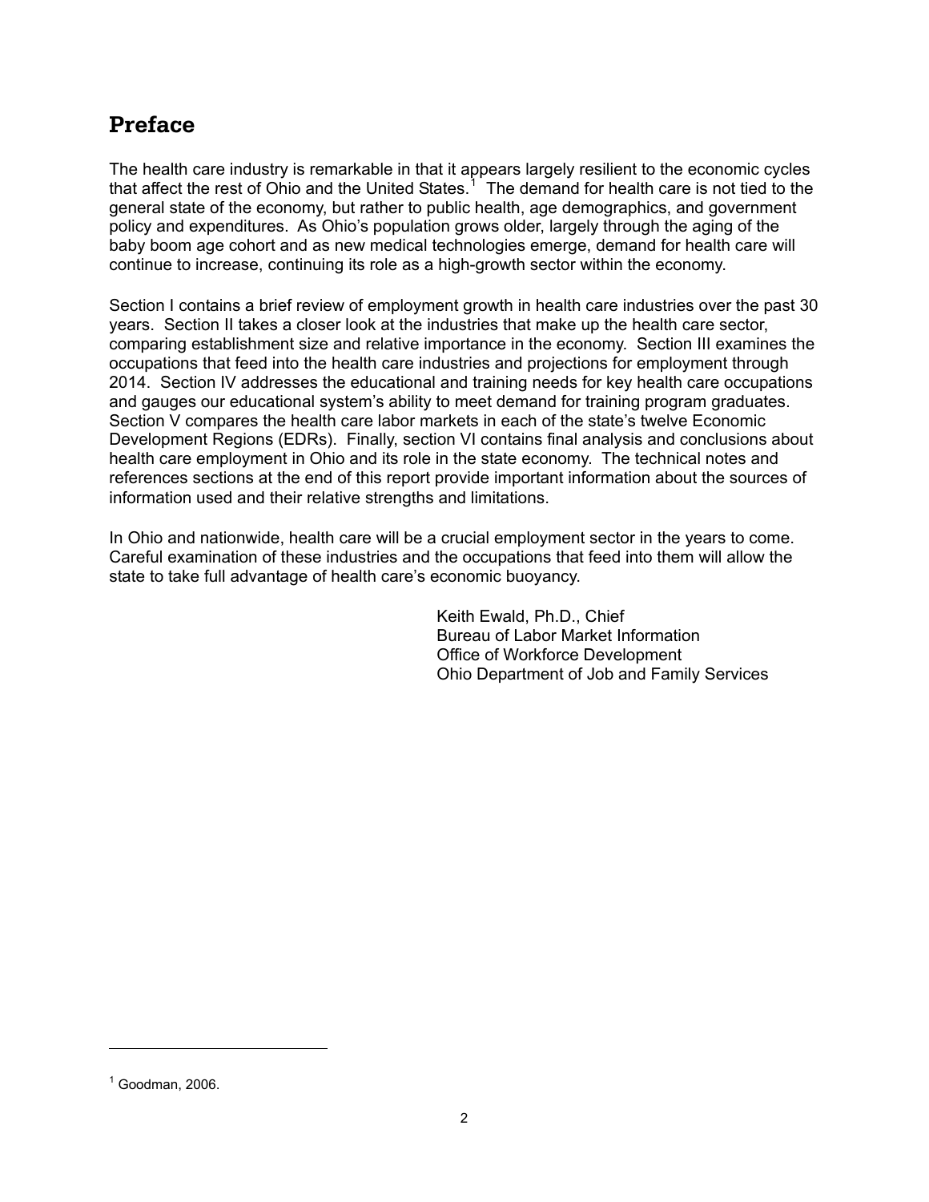# Preface

The health care industry is remarkable in that it appears largely resilient to the economic cycles that affect the rest of Ohio and the United States.[1] The demand for health care is not tied to the general state of the economy, but rather to public health, age demographics, and government policy and expenditures. As Ohio's population grows older, largely through the aging of the baby boom age cohort and as new medical technologies emerge, demand for health care will continue to increase, continuing its role as a high-growth sector within the economy.

Section I contains a brief review of employment growth in health care industries over the past 30 years. Section II takes a closer look at the industries that make up the health care sector, comparing establishment size and relative importance in the economy. Section III examines the occupations that feed into the health care industries and projections for employment through 2014. Section IV addresses the educational and training needs for key health care occupations and gauges our educational system's ability to meet demand for training program graduates. Section V compares the health care labor markets in each of the state's twelve Economic Development Regions (EDRs). Finally, section VI contains final analysis and conclusions about health care employment in Ohio and its role in the state economy. The technical notes and references sections at the end of this report provide important information about the sources of information used and their relative strengths and limitations.

In Ohio and nationwide, health care will be a crucial employment sector in the years to come. Careful examination of these industries and the occupations that feed into them will allow the state to take full advantage of health care's economic buoyancy.

Keith Ewald, Ph.D., Chief
Bureau of Labor Market Information
Office of Workforce Development
Ohio Department of Job and Family Services

---

[1] Goodman, 2006.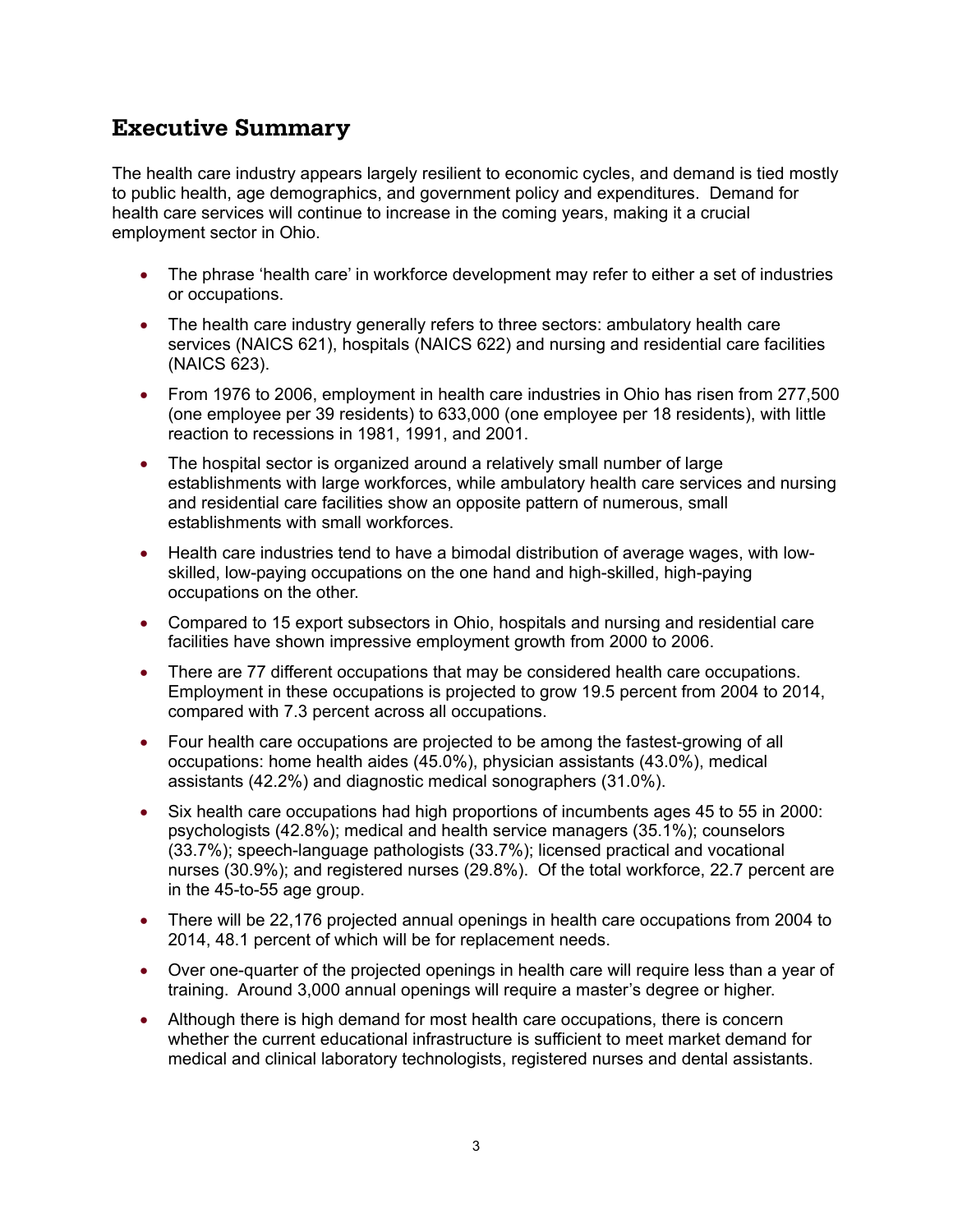# Executive Summary

The health care industry appears largely resilient to economic cycles, and demand is tied mostly to public health, age demographics, and government policy and expenditures. Demand for health care services will continue to increase in the coming years, making it a crucial employment sector in Ohio.

- The phrase 'health care' in workforce development may refer to either a set of industries or occupations.
- The health care industry generally refers to three sectors: ambulatory health care services (NAICS 621), hospitals (NAICS 622) and nursing and residential care facilities (NAICS 623).
- From 1976 to 2006, employment in health care industries in Ohio has risen from 277,500 (one employee per 39 residents) to 633,000 (one employee per 18 residents), with little reaction to recessions in 1981, 1991, and 2001.
- The hospital sector is organized around a relatively small number of large establishments with large workforces, while ambulatory health care services and nursing and residential care facilities show an opposite pattern of numerous, small establishments with small workforces.
- Health care industries tend to have a bimodal distribution of average wages, with low-skilled, low-paying occupations on the one hand and high-skilled, high-paying occupations on the other.
- Compared to 15 export subsectors in Ohio, hospitals and nursing and residential care facilities have shown impressive employment growth from 2000 to 2006.
- There are 77 different occupations that may be considered health care occupations. Employment in these occupations is projected to grow 19.5 percent from 2004 to 2014, compared with 7.3 percent across all occupations.
- Four health care occupations are projected to be among the fastest-growing of all occupations: home health aides (45.0%), physician assistants (43.0%), medical assistants (42.2%) and diagnostic medical sonographers (31.0%).
- Six health care occupations had high proportions of incumbents ages 45 to 55 in 2000: psychologists (42.8%); medical and health service managers (35.1%); counselors (33.7%); speech-language pathologists (33.7%); licensed practical and vocational nurses (30.9%); and registered nurses (29.8%). Of the total workforce, 22.7 percent are in the 45-to-55 age group.
- There will be 22,176 projected annual openings in health care occupations from 2004 to 2014, 48.1 percent of which will be for replacement needs.
- Over one-quarter of the projected openings in health care will require less than a year of training. Around 3,000 annual openings will require a master's degree or higher.
- Although there is high demand for most health care occupations, there is concern whether the current educational infrastructure is sufficient to meet market demand for medical and clinical laboratory technologists, registered nurses and dental assistants.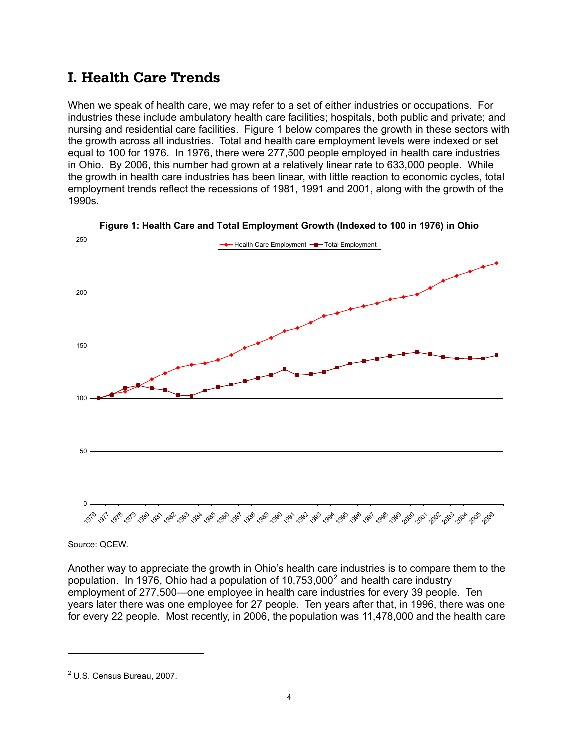# I. Health Care Trends

When we speak of health care, we may refer to a set of either industries or occupations. For industries these include ambulatory health care facilities; hospitals, both public and private; and nursing and residential care facilities. Figure 1 below compares the growth in these sectors with the growth across all industries. Total and health care employment levels were indexed or set equal to 100 for 1976. In 1976, there were 277,500 people employed in health care industries in Ohio. By 2006, this number had grown at a relatively linear rate to 633,000 people. While the growth in health care industries has been linear, with little reaction to economic cycles, total employment trends reflect the recessions of 1981, 1991 and 2001, along with the growth of the 1990s.

**Figure 1: Health Care and Total Employment Growth (Indexed to 100 in 1976) in Ohio**

Health Care Employment
Total Employment

250
200
150
100
50
0

1976 1977 1978 1979 1980 1981 1982 1983 1984 1985 1986 1987 1988 1989 1990 1991 1992 1993 1994 1995 1996 1997 1998 1999 2000 2001 2002 2003 2004 2005 2006

Source: QCEW.

Another way to appreciate the growth in Ohio's health care industries is to compare them to the population. In 1976, Ohio had a population of 10,753,000[2] and health care industry employment of 277,500—one employee in health care industries for every 39 people. Ten years later there was one employee for 27 people. Ten years after that, in 1996, there was one for every 22 people. Most recently, in 2006, the population was 11,478,000 and the health care

[2] U.S. Census Bureau, 2007.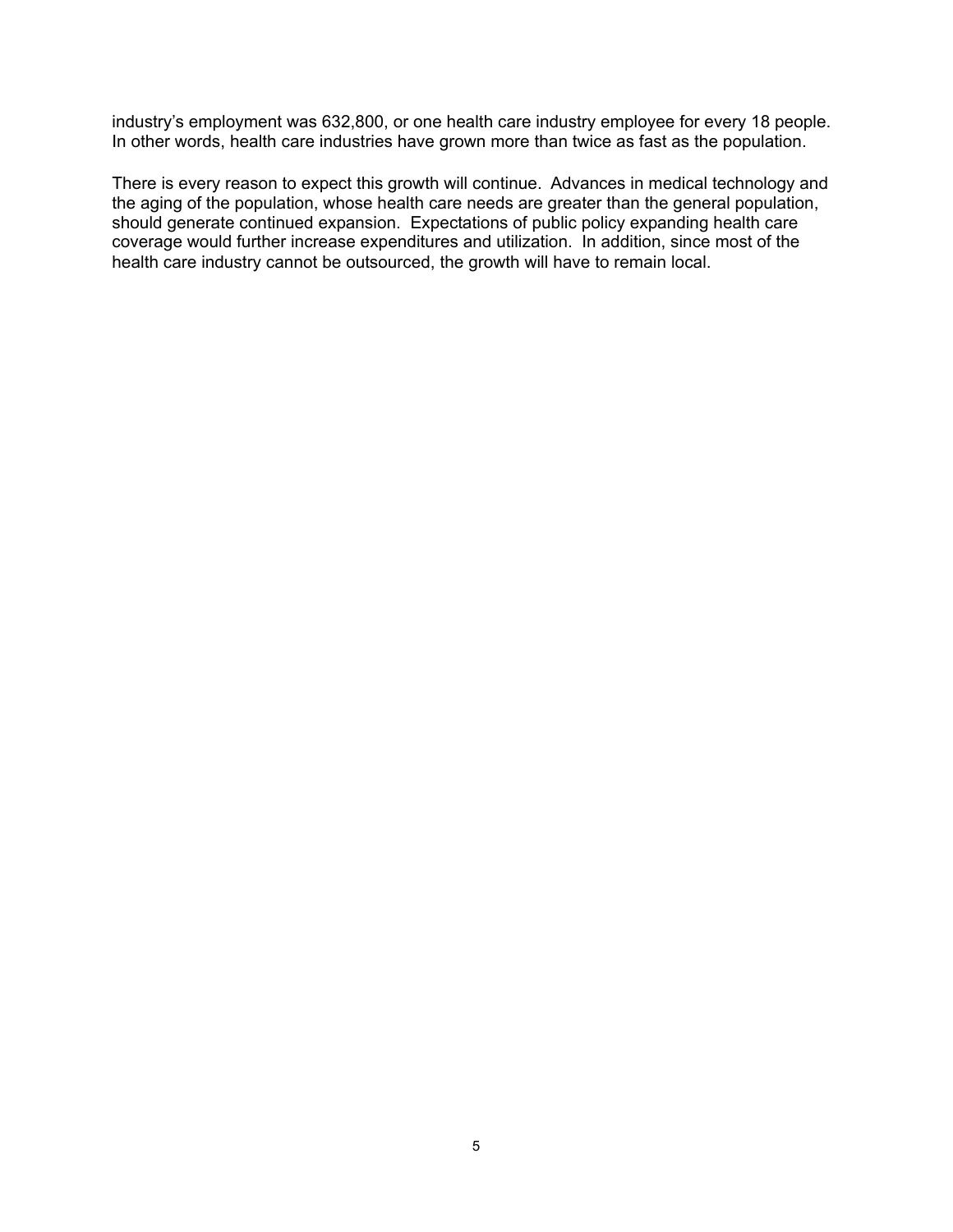industry's employment was 632,800, or one health care industry employee for every 18 people. In other words, health care industries have grown more than twice as fast as the population.

There is every reason to expect this growth will continue. Advances in medical technology and the aging of the population, whose health care needs are greater than the general population, should generate continued expansion. Expectations of public policy expanding health care coverage would further increase expenditures and utilization. In addition, since most of the health care industry cannot be outsourced, the growth will have to remain local.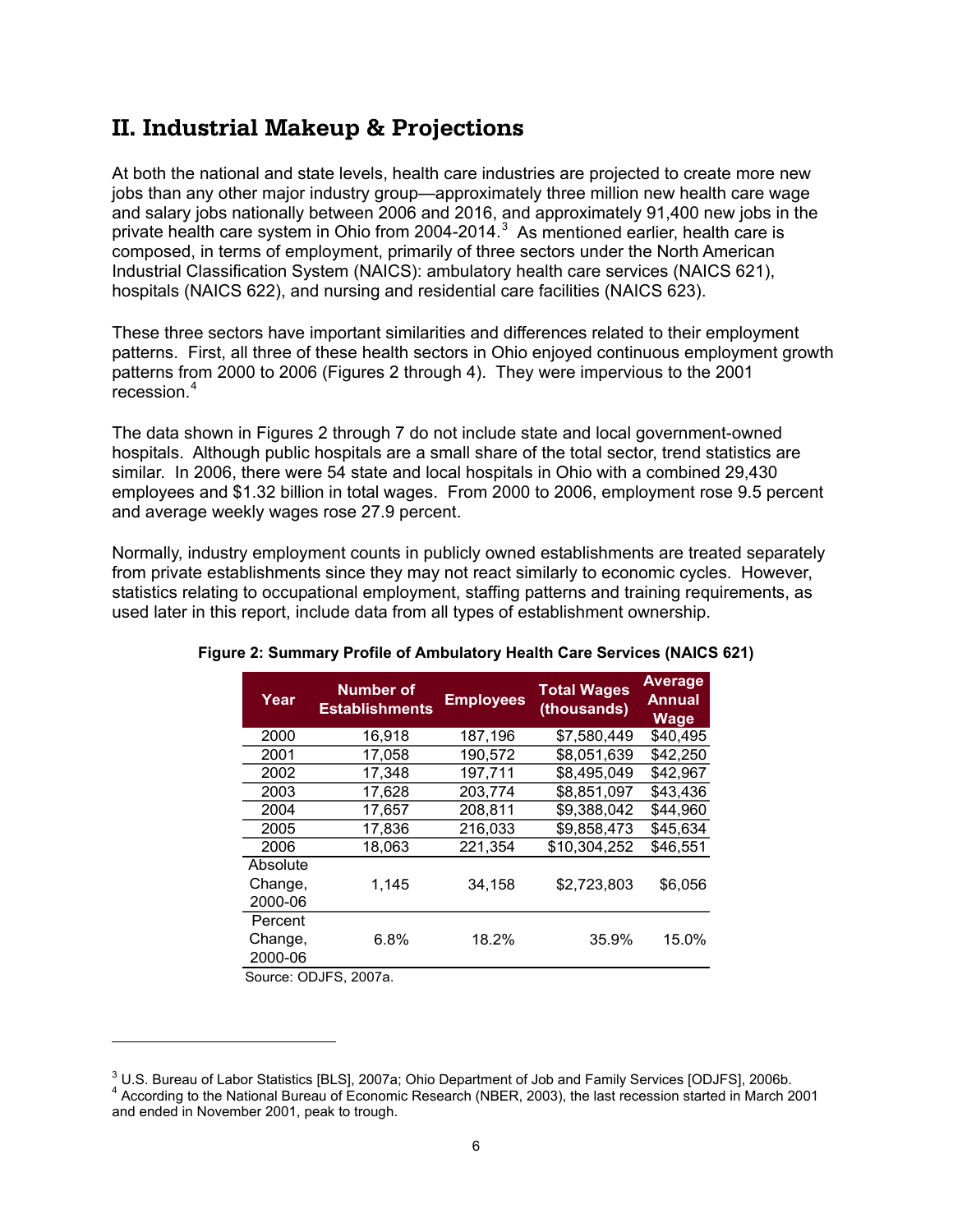## II. Industrial Makeup & Projections

At both the national and state levels, health care industries are projected to create more new jobs than any other major industry group—approximately three million new health care wage and salary jobs nationally between 2006 and 2016, and approximately 91,400 new jobs in the private health care system in Ohio from 2004-2014.[3] As mentioned earlier, health care is composed, in terms of employment, primarily of three sectors under the North American Industrial Classification System (NAICS): ambulatory health care services (NAICS 621), hospitals (NAICS 622), and nursing and residential care facilities (NAICS 623).

These three sectors have important similarities and differences related to their employment patterns. First, all three of these health sectors in Ohio enjoyed continuous employment growth patterns from 2000 to 2006 (Figures 2 through 4). They were impervious to the 2001 recession.[4]

The data shown in Figures 2 through 7 do not include state and local government-owned hospitals. Although public hospitals are a small share of the total sector, trend statistics are similar. In 2006, there were 54 state and local hospitals in Ohio with a combined 29,430 employees and $1.32 billion in total wages. From 2000 to 2006, employment rose 9.5 percent and average weekly wages rose 27.9 percent.

Normally, industry employment counts in publicly owned establishments are treated separately from private establishments since they may not react similarly to economic cycles. However, statistics relating to occupational employment, staffing patterns and training requirements, as used later in this report, include data from all types of establishment ownership.

**Figure 2: Summary Profile of Ambulatory Health Care Services (NAICS 621)**

| Year | Number of Establishments | Employees | Total Wages (thousands) | Average Annual Wage |
|---|---|---|---|---|
| 2000 | 16,918 | 187,196 | $7,580,449 | $40,495 |
| 2001 | 17,058 | 190,572 | $8,051,639 | $42,250 |
| 2002 | 17,348 | 197,711 | $8,495,049 | $42,967 |
| 2003 | 17,628 | 203,774 | $8,851,097 | $43,436 |
| 2004 | 17,657 | 208,811 | $9,388,042 | $44,960 |
| 2005 | 17,836 | 216,033 | $9,858,473 | $45,634 |
| 2006 | 18,063 | 221,354 | $10,304,252 | $46,551 |
| Absolute Change, 2000-06 | 1,145 | 34,158 | $2,723,803 | $6,056 |
| Percent Change, 2000-06 | 6.8% | 18.2% | 35.9% | 15.0% |

Source: ODJFS, 2007a.

---

[3] U.S. Bureau of Labor Statistics [BLS], 2007a; Ohio Department of Job and Family Services [ODJFS], 2006b.

[4] According to the National Bureau of Economic Research (NBER, 2003), the last recession started in March 2001 and ended in November 2001, peak to trough.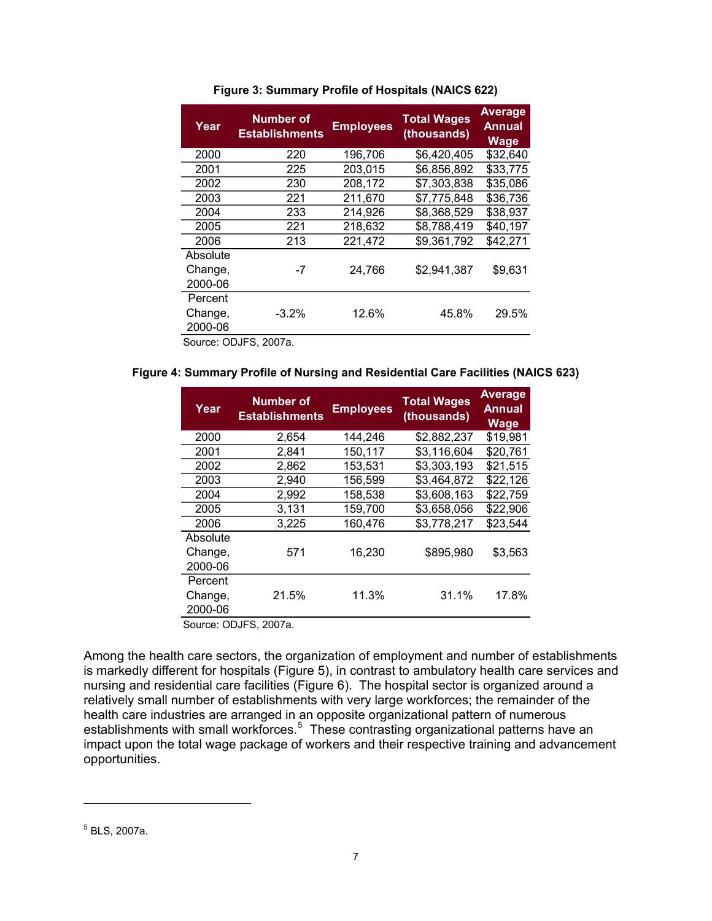**Figure 3: Summary Profile of Hospitals (NAICS 622)**

| Year | Number of Establishments | Employees | Total Wages (thousands) | Average Annual Wage |
|---|---|---|---|---|
| 2000 | 220 | 196,706 | $6,420,405 | $32,640 |
| 2001 | 225 | 203,015 | $6,856,892 | $33,775 |
| 2002 | 230 | 208,172 | $7,303,838 | $35,086 |
| 2003 | 221 | 211,670 | $7,775,848 | $36,736 |
| 2004 | 233 | 214,926 | $8,368,529 | $38,937 |
| 2005 | 221 | 218,632 | $8,788,419 | $40,197 |
| 2006 | 213 | 221,472 | $9,361,792 | $42,271 |
| Absolute Change, 2000-06 | -7 | 24,766 | $2,941,387 | $9,631 |
| Percent Change, 2000-06 | -3.2% | 12.6% | 45.8% | 29.5% |

Source: ODJFS, 2007a.

**Figure 4: Summary Profile of Nursing and Residential Care Facilities (NAICS 623)**

| Year | Number of Establishments | Employees | Total Wages (thousands) | Average Annual Wage |
|---|---|---|---|---|
| 2000 | 2,654 | 144,246 | $2,882,237 | $19,981 |
| 2001 | 2,841 | 150,117 | $3,116,604 | $20,761 |
| 2002 | 2,862 | 153,531 | $3,303,193 | $21,515 |
| 2003 | 2,940 | 156,599 | $3,464,872 | $22,126 |
| 2004 | 2,992 | 158,538 | $3,608,163 | $22,759 |
| 2005 | 3,131 | 159,700 | $3,658,056 | $22,906 |
| 2006 | 3,225 | 160,476 | $3,778,217 | $23,544 |
| Absolute Change, 2000-06 | 571 | 16,230 | $895,980 | $3,563 |
| Percent Change, 2000-06 | 21.5% | 11.3% | 31.1% | 17.8% |

Source: ODJFS, 2007a.

Among the health care sectors, the organization of employment and number of establishments is markedly different for hospitals (Figure 5), in contrast to ambulatory health care services and nursing and residential care facilities (Figure 6). The hospital sector is organized around a relatively small number of establishments with very large workforces; the remainder of the health care industries are arranged in an opposite organizational pattern of numerous establishments with small workforces.[5] These contrasting organizational patterns have an impact upon the total wage package of workers and their respective training and advancement opportunities.

[5] BLS, 2007a.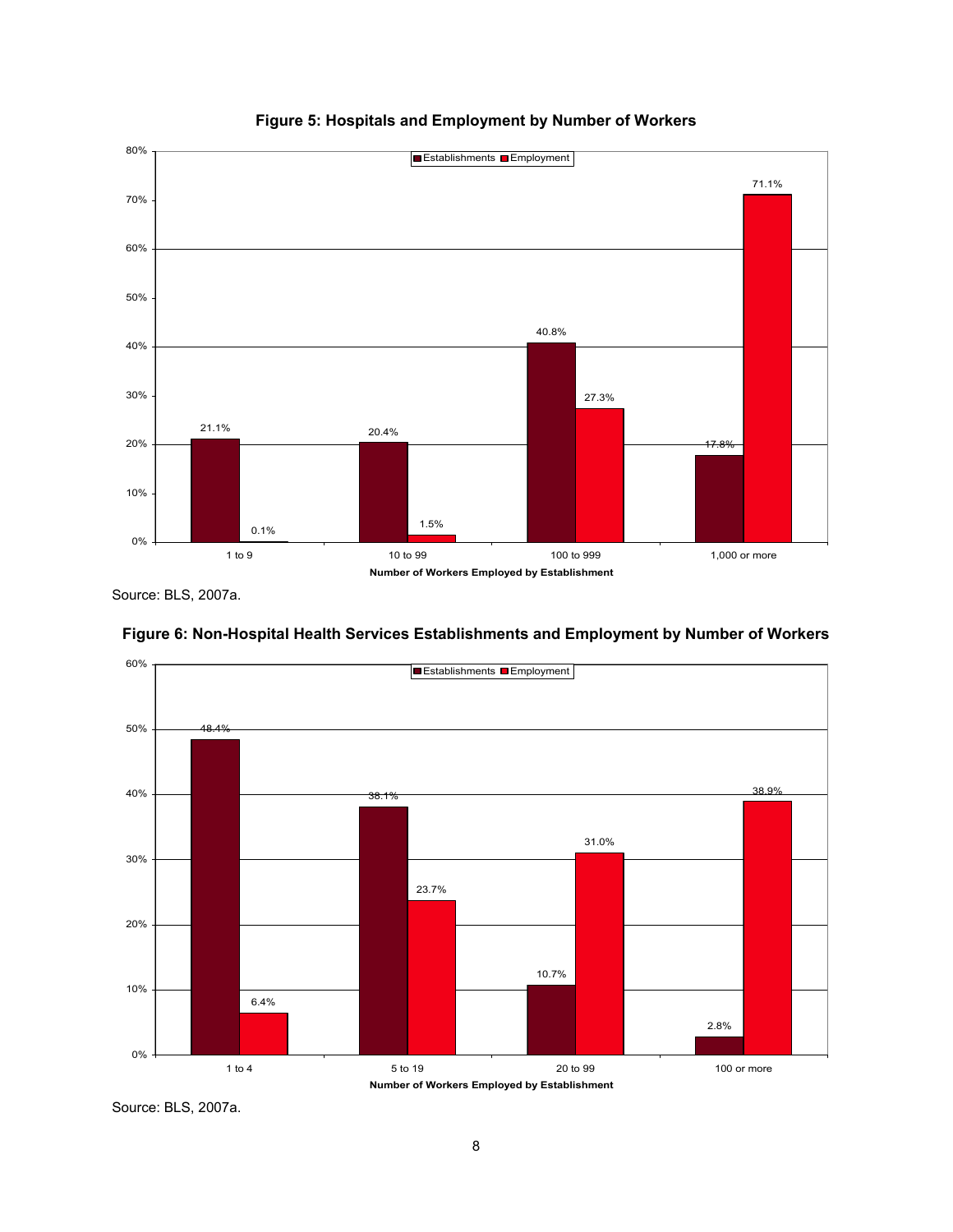**Figure 5: Hospitals and Employment by Number of Workers**

80%
70%
60%
50%
40%
30%
20%
10%
0%

Establishments Employment

21.1%
0.1%
20.4%
1.5%
40.8%
27.3%
17.8%
71.1%

1 to 9
10 to 99
100 to 999
1,000 or more

Number of Workers Employed by Establishment

Source: BLS, 2007a.

**Figure 6: Non-Hospital Health Services Establishments and Employment by Number of Workers**

60%
50%
40%
30%
20%
10%
0%

Establishments Employment

48.4%
6.4%
38.1%
23.7%
10.7%
31.0%
2.8%
38.9%

1 to 4
5 to 19
20 to 99
100 or more

Number of Workers Employed by Establishment

Source: BLS, 2007a.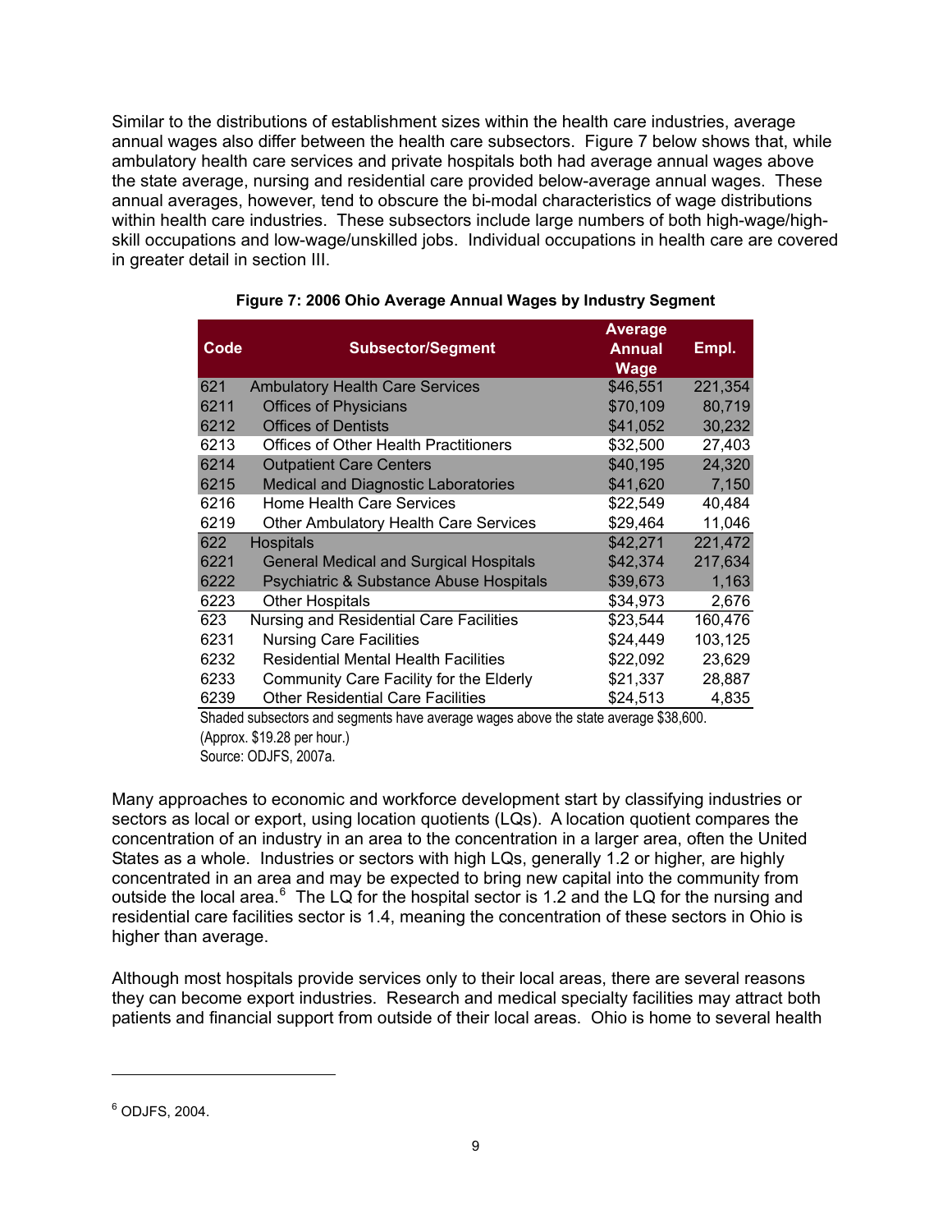Similar to the distributions of establishment sizes within the health care industries, average annual wages also differ between the health care subsectors. Figure 7 below shows that, while ambulatory health care services and private hospitals both had average annual wages above the state average, nursing and residential care provided below-average annual wages. These annual averages, however, tend to obscure the bi-modal characteristics of wage distributions within health care industries. These subsectors include large numbers of both high-wage/high-skill occupations and low-wage/unskilled jobs. Individual occupations in health care are covered in greater detail in section III.

**Figure 7: 2006 Ohio Average Annual Wages by Industry Segment**

| Code | Subsector/Segment | Average Annual Wage | Empl. |
|---|---|---|---|
| 621 | Ambulatory Health Care Services | $46,551 | 221,354 |
| 6211 | Offices of Physicians | $70,109 | 80,719 |
| 6212 | Offices of Dentists | $41,052 | 30,232 |
| 6213 | Offices of Other Health Practitioners | $32,500 | 27,403 |
| 6214 | Outpatient Care Centers | $40,195 | 24,320 |
| 6215 | Medical and Diagnostic Laboratories | $41,620 | 7,150 |
| 6216 | Home Health Care Services | $22,549 | 40,484 |
| 6219 | Other Ambulatory Health Care Services | $29,464 | 11,046 |
| 622 | Hospitals | $42,271 | 221,472 |
| 6221 | General Medical and Surgical Hospitals | $42,374 | 217,634 |
| 6222 | Psychiatric & Substance Abuse Hospitals | $39,673 | 1,163 |
| 6223 | Other Hospitals | $34,973 | 2,676 |
| 623 | Nursing and Residential Care Facilities | $23,544 | 160,476 |
| 6231 | Nursing Care Facilities | $24,449 | 103,125 |
| 6232 | Residential Mental Health Facilities | $22,092 | 23,629 |
| 6233 | Community Care Facility for the Elderly | $21,337 | 28,887 |
| 6239 | Other Residential Care Facilities | $24,513 | 4,835 |

Shaded subsectors and segments have average wages above the state average $38,600. (Approx. $19.28 per hour.)

Source: ODJFS, 2007a.

Many approaches to economic and workforce development start by classifying industries or sectors as local or export, using location quotients (LQs). A location quotient compares the concentration of an industry in an area to the concentration in a larger area, often the United States as a whole. Industries or sectors with high LQs, generally 1.2 or higher, are highly concentrated in an area and may be expected to bring new capital into the community from outside the local area.[6] The LQ for the hospital sector is 1.2 and the LQ for the nursing and residential care facilities sector is 1.4, meaning the concentration of these sectors in Ohio is higher than average.

Although most hospitals provide services only to their local areas, there are several reasons they can become export industries. Research and medical specialty facilities may attract both patients and financial support from outside of their local areas. Ohio is home to several health

[6] ODJFS, 2004.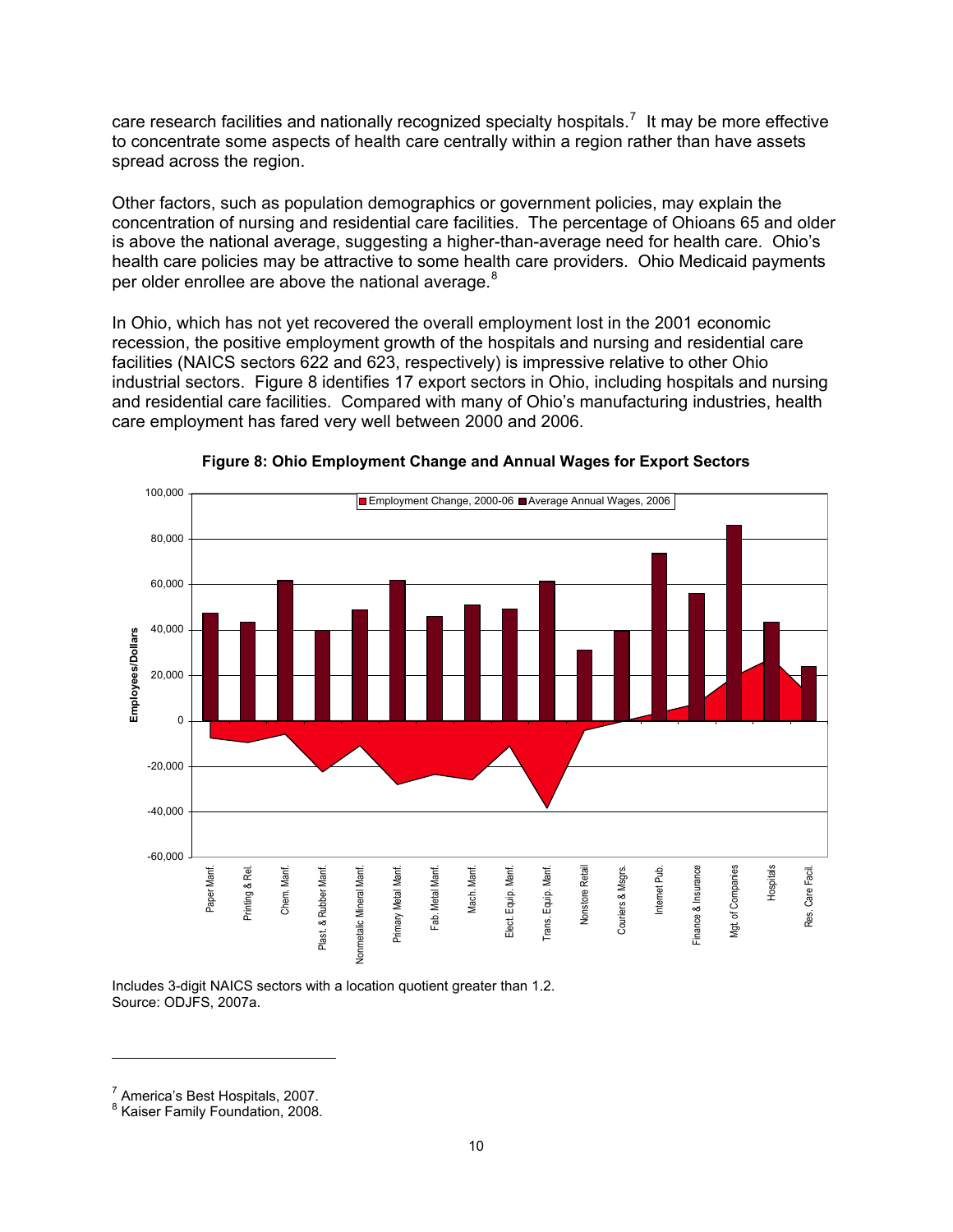care research facilities and nationally recognized specialty hospitals.[7] It may be more effective to concentrate some aspects of health care centrally within a region rather than have assets spread across the region.

Other factors, such as population demographics or government policies, may explain the concentration of nursing and residential care facilities. The percentage of Ohioans 65 and older is above the national average, suggesting a higher-than-average need for health care. Ohio's health care policies may be attractive to some health care providers. Ohio Medicaid payments per older enrollee are above the national average.[8]

In Ohio, which has not yet recovered the overall employment lost in the 2001 economic recession, the positive employment growth of the hospitals and nursing and residential care facilities (NAICS sectors 622 and 623, respectively) is impressive relative to other Ohio industrial sectors. Figure 8 identifies 17 export sectors in Ohio, including hospitals and nursing and residential care facilities. Compared with many of Ohio's manufacturing industries, health care employment has fared very well between 2000 and 2006.

**Figure 8: Ohio Employment Change and Annual Wages for Export Sectors**

Employment Change, 2000-06
Average Annual Wages, 2006

Employees/Dollars

100,000
80,000
60,000
40,000
20,000
0
-20,000
-40,000
-60,000

Paper Manf.
Printing & Rel.
Chem. Manf.
Plast. & Rubber Manf.
Nonmetalic Mineral Manf.
Primary Metal Manf.
Fab. Metal Manf.
Mach. Manf.
Elect. Equip. Manf.
Trans. Equip. Manf.
Nonstore Retail
Couriers & Msgrs.
Internet Pub.
Finance & Insurance
Mgt. of Companies
Hospitals
Res. Care Facil.

Includes 3-digit NAICS sectors with a location quotient greater than 1.2.
Source: ODJFS, 2007a.

[7] America's Best Hospitals, 2007.
[8] Kaiser Family Foundation, 2008.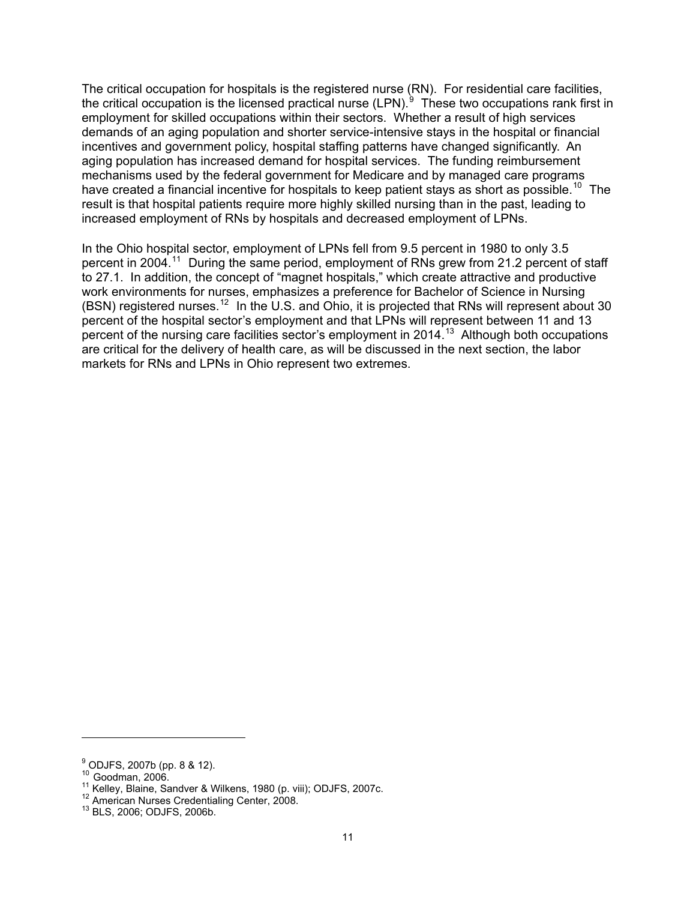The critical occupation for hospitals is the registered nurse (RN). For residential care facilities, the critical occupation is the licensed practical nurse (LPN).[9] These two occupations rank first in employment for skilled occupations within their sectors. Whether a result of high services demands of an aging population and shorter service-intensive stays in the hospital or financial incentives and government policy, hospital staffing patterns have changed significantly. An aging population has increased demand for hospital services. The funding reimbursement mechanisms used by the federal government for Medicare and by managed care programs have created a financial incentive for hospitals to keep patient stays as short as possible.[10] The result is that hospital patients require more highly skilled nursing than in the past, leading to increased employment of RNs by hospitals and decreased employment of LPNs.

In the Ohio hospital sector, employment of LPNs fell from 9.5 percent in 1980 to only 3.5 percent in 2004.[11] During the same period, employment of RNs grew from 21.2 percent of staff to 27.1. In addition, the concept of "magnet hospitals," which create attractive and productive work environments for nurses, emphasizes a preference for Bachelor of Science in Nursing (BSN) registered nurses.[12] In the U.S. and Ohio, it is projected that RNs will represent about 30 percent of the hospital sector's employment and that LPNs will represent between 11 and 13 percent of the nursing care facilities sector's employment in 2014.[13] Although both occupations are critical for the delivery of health care, as will be discussed in the next section, the labor markets for RNs and LPNs in Ohio represent two extremes.

---

[9] ODJFS, 2007b (pp. 8 & 12).

[10] Goodman, 2006.

[11] Kelley, Blaine, Sandver & Wilkens, 1980 (p. viii); ODJFS, 2007c.

[12] American Nurses Credentialing Center, 2008.

[13] BLS, 2006; ODJFS, 2006b.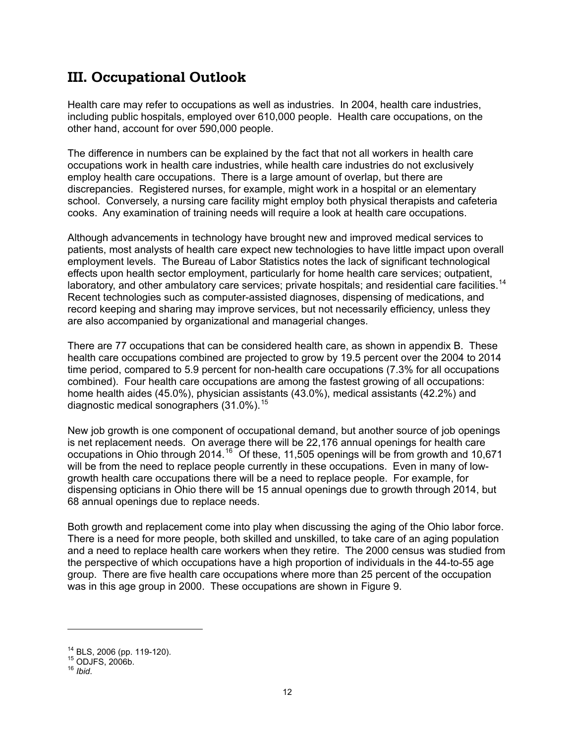## III. Occupational Outlook

Health care may refer to occupations as well as industries. In 2004, health care industries, including public hospitals, employed over 610,000 people. Health care occupations, on the other hand, account for over 590,000 people.

The difference in numbers can be explained by the fact that not all workers in health care occupations work in health care industries, while health care industries do not exclusively employ health care occupations. There is a large amount of overlap, but there are discrepancies. Registered nurses, for example, might work in a hospital or an elementary school. Conversely, a nursing care facility might employ both physical therapists and cafeteria cooks. Any examination of training needs will require a look at health care occupations.

Although advancements in technology have brought new and improved medical services to patients, most analysts of health care expect new technologies to have little impact upon overall employment levels. The Bureau of Labor Statistics notes the lack of significant technological effects upon health sector employment, particularly for home health care services; outpatient, laboratory, and other ambulatory care services; private hospitals; and residential care facilities.[14] Recent technologies such as computer-assisted diagnoses, dispensing of medications, and record keeping and sharing may improve services, but not necessarily efficiency, unless they are also accompanied by organizational and managerial changes.

There are 77 occupations that can be considered health care, as shown in appendix B. These health care occupations combined are projected to grow by 19.5 percent over the 2004 to 2014 time period, compared to 5.9 percent for non-health care occupations (7.3% for all occupations combined). Four health care occupations are among the fastest growing of all occupations: home health aides (45.0%), physician assistants (43.0%), medical assistants (42.2%) and diagnostic medical sonographers (31.0%).[15]

New job growth is one component of occupational demand, but another source of job openings is net replacement needs. On average there will be 22,176 annual openings for health care occupations in Ohio through 2014.[16] Of these, 11,505 openings will be from growth and 10,671 will be from the need to replace people currently in these occupations. Even in many of low-growth health care occupations there will be a need to replace people. For example, for dispensing opticians in Ohio there will be 15 annual openings due to growth through 2014, but 68 annual openings due to replace needs.

Both growth and replacement come into play when discussing the aging of the Ohio labor force. There is a need for more people, both skilled and unskilled, to take care of an aging population and a need to replace health care workers when they retire. The 2000 census was studied from the perspective of which occupations have a high proportion of individuals in the 44-to-55 age group. There are five health care occupations where more than 25 percent of the occupation was in this age group in 2000. These occupations are shown in Figure 9.

---

[14] BLS, 2006 (pp. 119-120).
[15] ODJFS, 2006b.
[16] *Ibid*.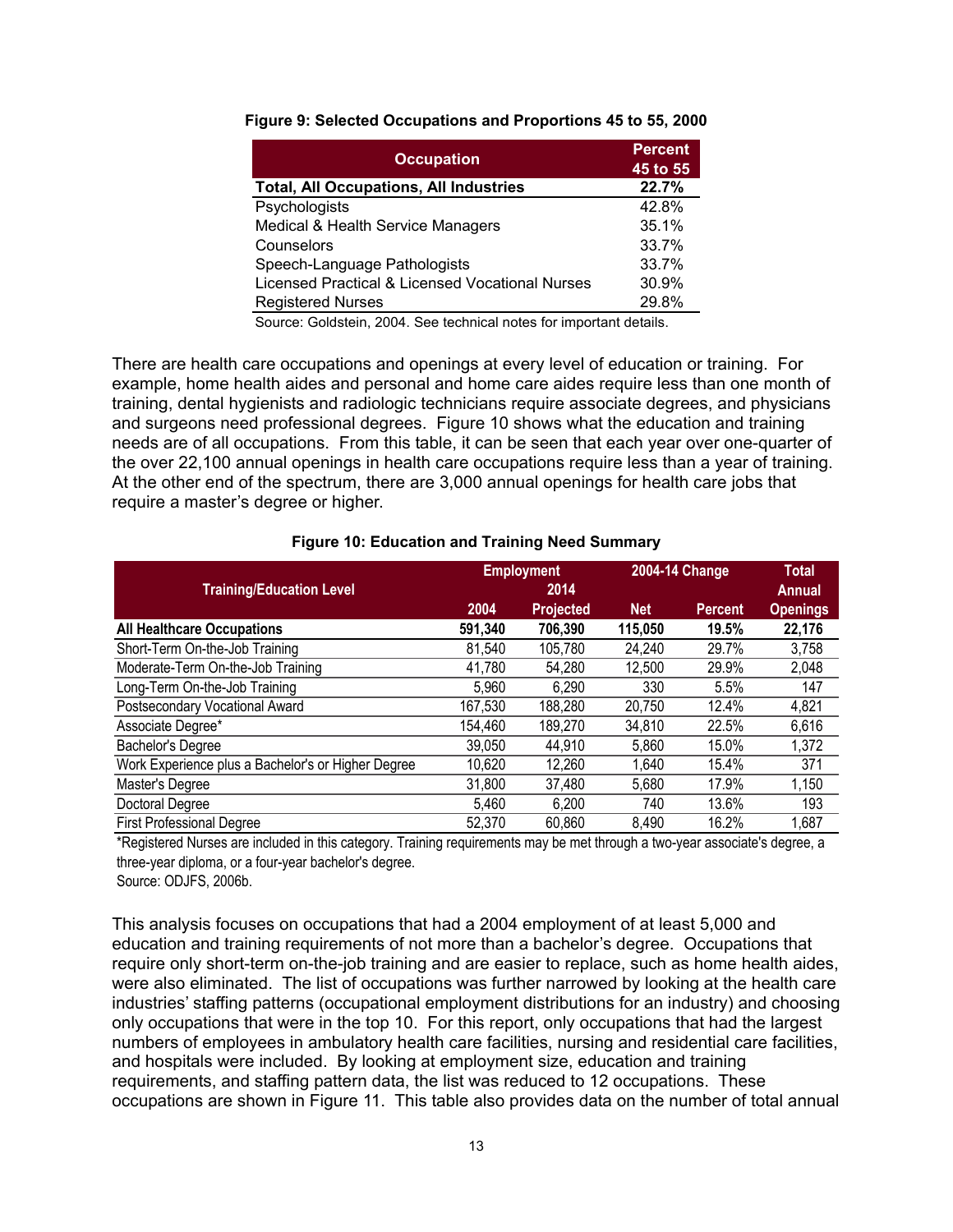**Figure 9: Selected Occupations and Proportions 45 to 55, 2000**

| Occupation | Percent 45 to 55 |
|---|---|
| **Total, All Occupations, All Industries** | **22.7%** |
| Psychologists | 42.8% |
| Medical & Health Service Managers | 35.1% |
| Counselors | 33.7% |
| Speech-Language Pathologists | 33.7% |
| Licensed Practical & Licensed Vocational Nurses | 30.9% |
| Registered Nurses | 29.8% |

Source: Goldstein, 2004. See technical notes for important details.

There are health care occupations and openings at every level of education or training. For example, home health aides and personal and home care aides require less than one month of training, dental hygienists and radiologic technicians require associate degrees, and physicians and surgeons need professional degrees. Figure 10 shows what the education and training needs are of all occupations. From this table, it can be seen that each year over one-quarter of the over 22,100 annual openings in health care occupations require less than a year of training. At the other end of the spectrum, there are 3,000 annual openings for health care jobs that require a master's degree or higher.

**Figure 10: Education and Training Need Summary**

| Training/Education Level | Employment | | 2004-14 Change | | Total Annual |
|---|---|---|---|---|---|
| | 2004 | 2014 Projected | Net | Percent | Openings |
| **All Healthcare Occupations** | **591,340** | **706,390** | **115,050** | **19.5%** | **22,176** |
| Short-Term On-the-Job Training | 81,540 | 105,780 | 24,240 | 29.7% | 3,758 |
| Moderate-Term On-the-Job Training | 41,780 | 54,280 | 12,500 | 29.9% | 2,048 |
| Long-Term On-the-Job Training | 5,960 | 6,290 | 330 | 5.5% | 147 |
| Postsecondary Vocational Award | 167,530 | 188,280 | 20,750 | 12.4% | 4,821 |
| Associate Degree* | 154,460 | 189,270 | 34,810 | 22.5% | 6,616 |
| Bachelor's Degree | 39,050 | 44,910 | 5,860 | 15.0% | 1,372 |
| Work Experience plus a Bachelor's or Higher Degree | 10,620 | 12,260 | 1,640 | 15.4% | 371 |
| Master's Degree | 31,800 | 37,480 | 5,680 | 17.9% | 1,150 |
| Doctoral Degree | 5,460 | 6,200 | 740 | 13.6% | 193 |
| First Professional Degree | 52,370 | 60,860 | 8,490 | 16.2% | 1,687 |

*Registered Nurses are included in this category. Training requirements may be met through a two-year associate's degree, a three-year diploma, or a four-year bachelor's degree.

Source: ODJFS, 2006b.

This analysis focuses on occupations that had a 2004 employment of at least 5,000 and education and training requirements of not more than a bachelor's degree. Occupations that require only short-term on-the-job training and are easier to replace, such as home health aides, were also eliminated. The list of occupations was further narrowed by looking at the health care industries' staffing patterns (occupational employment distributions for an industry) and choosing only occupations that were in the top 10. For this report, only occupations that had the largest numbers of employees in ambulatory health care facilities, nursing and residential care facilities, and hospitals were included. By looking at employment size, education and training requirements, and staffing pattern data, the list was reduced to 12 occupations. These occupations are shown in Figure 11. This table also provides data on the number of total annual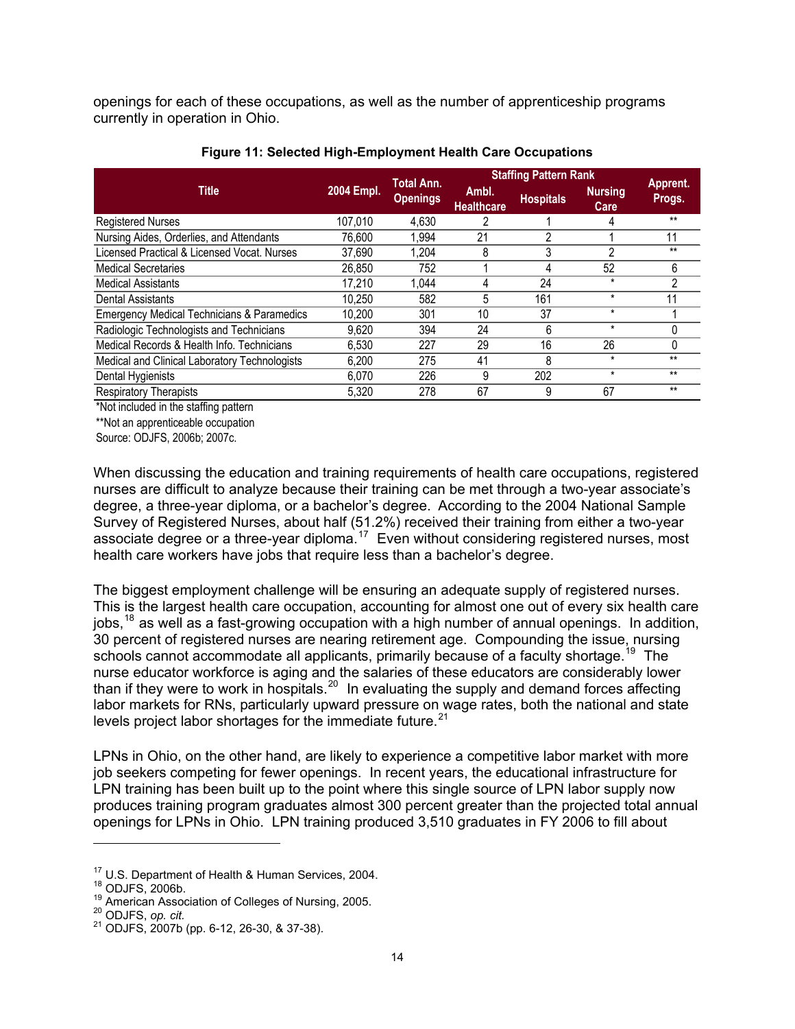openings for each of these occupations, as well as the number of apprenticeship programs currently in operation in Ohio.

**Figure 11: Selected High-Employment Health Care Occupations**

| Title | 2004 Empl. | Total Ann. Openings | Staffing Pattern Rank | | | Apprent. Progs. |
|---|---|---|---|---|---|---|
| | | | Ambl. Healthcare | Hospitals | Nursing Care | |
| Registered Nurses | 107,010 | 4,630 | 2 | 1 | 4 | ** |
| Nursing Aides, Orderlies, and Attendants | 76,600 | 1,994 | 21 | 2 | 1 | 11 |
| Licensed Practical & Licensed Vocat. Nurses | 37,690 | 1,204 | 8 | 3 | 2 | ** |
| Medical Secretaries | 26,850 | 752 | 1 | 4 | 52 | 6 |
| Medical Assistants | 17,210 | 1,044 | 4 | 24 | * | 2 |
| Dental Assistants | 10,250 | 582 | 5 | 161 | * | 11 |
| Emergency Medical Technicians & Paramedics | 10,200 | 301 | 10 | 37 | * | 1 |
| Radiologic Technologists and Technicians | 9,620 | 394 | 24 | 6 | * | 0 |
| Medical Records & Health Info. Technicians | 6,530 | 227 | 29 | 16 | 26 | 0 |
| Medical and Clinical Laboratory Technologists | 6,200 | 275 | 41 | 8 | * | ** |
| Dental Hygienists | 6,070 | 226 | 9 | 202 | * | ** |
| Respiratory Therapists | 5,320 | 278 | 67 | 9 | 67 | ** |

*Not included in the staffing pattern

**Not an apprenticeable occupation

Source: ODJFS, 2006b; 2007c.

When discussing the education and training requirements of health care occupations, registered nurses are difficult to analyze because their training can be met through a two-year associate's degree, a three-year diploma, or a bachelor's degree. According to the 2004 National Sample Survey of Registered Nurses, about half (51.2%) received their training from either a two-year associate degree or a three-year diploma.[17] Even without considering registered nurses, most health care workers have jobs that require less than a bachelor's degree.

The biggest employment challenge will be ensuring an adequate supply of registered nurses. This is the largest health care occupation, accounting for almost one out of every six health care jobs,[18] as well as a fast-growing occupation with a high number of annual openings. In addition, 30 percent of registered nurses are nearing retirement age. Compounding the issue, nursing schools cannot accommodate all applicants, primarily because of a faculty shortage.[19] The nurse educator workforce is aging and the salaries of these educators are considerably lower than if they were to work in hospitals.[20] In evaluating the supply and demand forces affecting labor markets for RNs, particularly upward pressure on wage rates, both the national and state levels project labor shortages for the immediate future.[21]

LPNs in Ohio, on the other hand, are likely to experience a competitive labor market with more job seekers competing for fewer openings. In recent years, the educational infrastructure for LPN training has been built up to the point where this single source of LPN labor supply now produces training program graduates almost 300 percent greater than the projected total annual openings for LPNs in Ohio. LPN training produced 3,510 graduates in FY 2006 to fill about

---

[17] U.S. Department of Health & Human Services, 2004.

[18] ODJFS, 2006b.

[19] American Association of Colleges of Nursing, 2005.

[20] ODJFS, *op. cit.*

[21] ODJFS, 2007b (pp. 6-12, 26-30, & 37-38).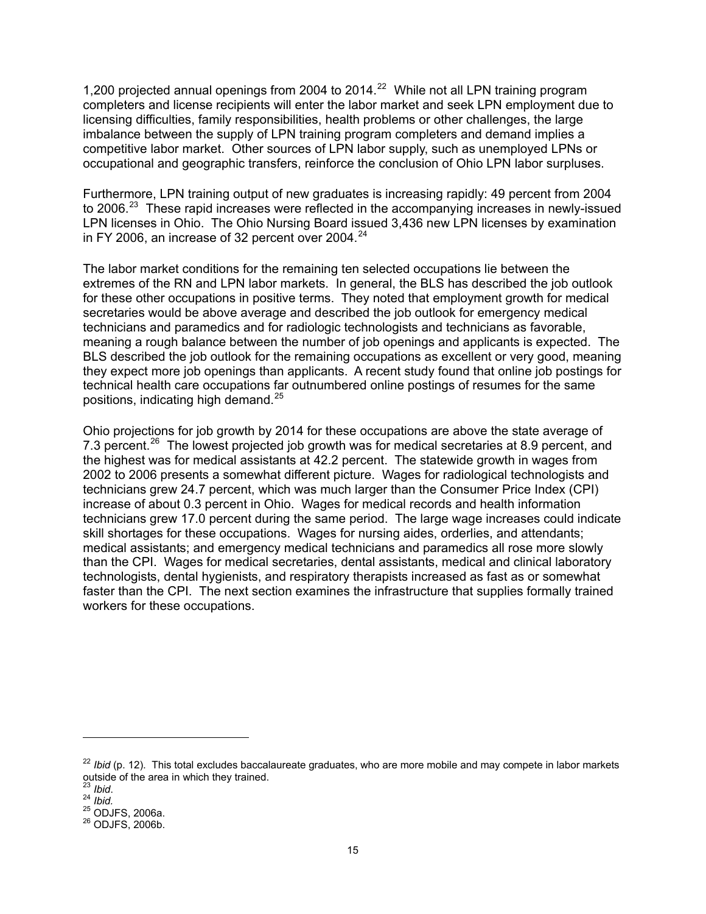1,200 projected annual openings from 2004 to 2014.[22] While not all LPN training program completers and license recipients will enter the labor market and seek LPN employment due to licensing difficulties, family responsibilities, health problems or other challenges, the large imbalance between the supply of LPN training program completers and demand implies a competitive labor market. Other sources of LPN labor supply, such as unemployed LPNs or occupational and geographic transfers, reinforce the conclusion of Ohio LPN labor surpluses.

Furthermore, LPN training output of new graduates is increasing rapidly: 49 percent from 2004 to 2006.[23] These rapid increases were reflected in the accompanying increases in newly-issued LPN licenses in Ohio. The Ohio Nursing Board issued 3,436 new LPN licenses by examination in FY 2006, an increase of 32 percent over 2004.[24]

The labor market conditions for the remaining ten selected occupations lie between the extremes of the RN and LPN labor markets. In general, the BLS has described the job outlook for these other occupations in positive terms. They noted that employment growth for medical secretaries would be above average and described the job outlook for emergency medical technicians and paramedics and for radiologic technologists and technicians as favorable, meaning a rough balance between the number of job openings and applicants is expected. The BLS described the job outlook for the remaining occupations as excellent or very good, meaning they expect more job openings than applicants. A recent study found that online job postings for technical health care occupations far outnumbered online postings of resumes for the same positions, indicating high demand.[25]

Ohio projections for job growth by 2014 for these occupations are above the state average of 7.3 percent.[26] The lowest projected job growth was for medical secretaries at 8.9 percent, and the highest was for medical assistants at 42.2 percent. The statewide growth in wages from 2002 to 2006 presents a somewhat different picture. Wages for radiological technologists and technicians grew 24.7 percent, which was much larger than the Consumer Price Index (CPI) increase of about 0.3 percent in Ohio. Wages for medical records and health information technicians grew 17.0 percent during the same period. The large wage increases could indicate skill shortages for these occupations. Wages for nursing aides, orderlies, and attendants; medical assistants; and emergency medical technicians and paramedics all rose more slowly than the CPI. Wages for medical secretaries, dental assistants, medical and clinical laboratory technologists, dental hygienists, and respiratory therapists increased as fast as or somewhat faster than the CPI. The next section examines the infrastructure that supplies formally trained workers for these occupations.

---

[22] *Ibid* (p. 12). This total excludes baccalaureate graduates, who are more mobile and may compete in labor markets outside of the area in which they trained.

[23] *Ibid.*

[24] *Ibid.*

[25] ODJFS, 2006a.

[26] ODJFS, 2006b.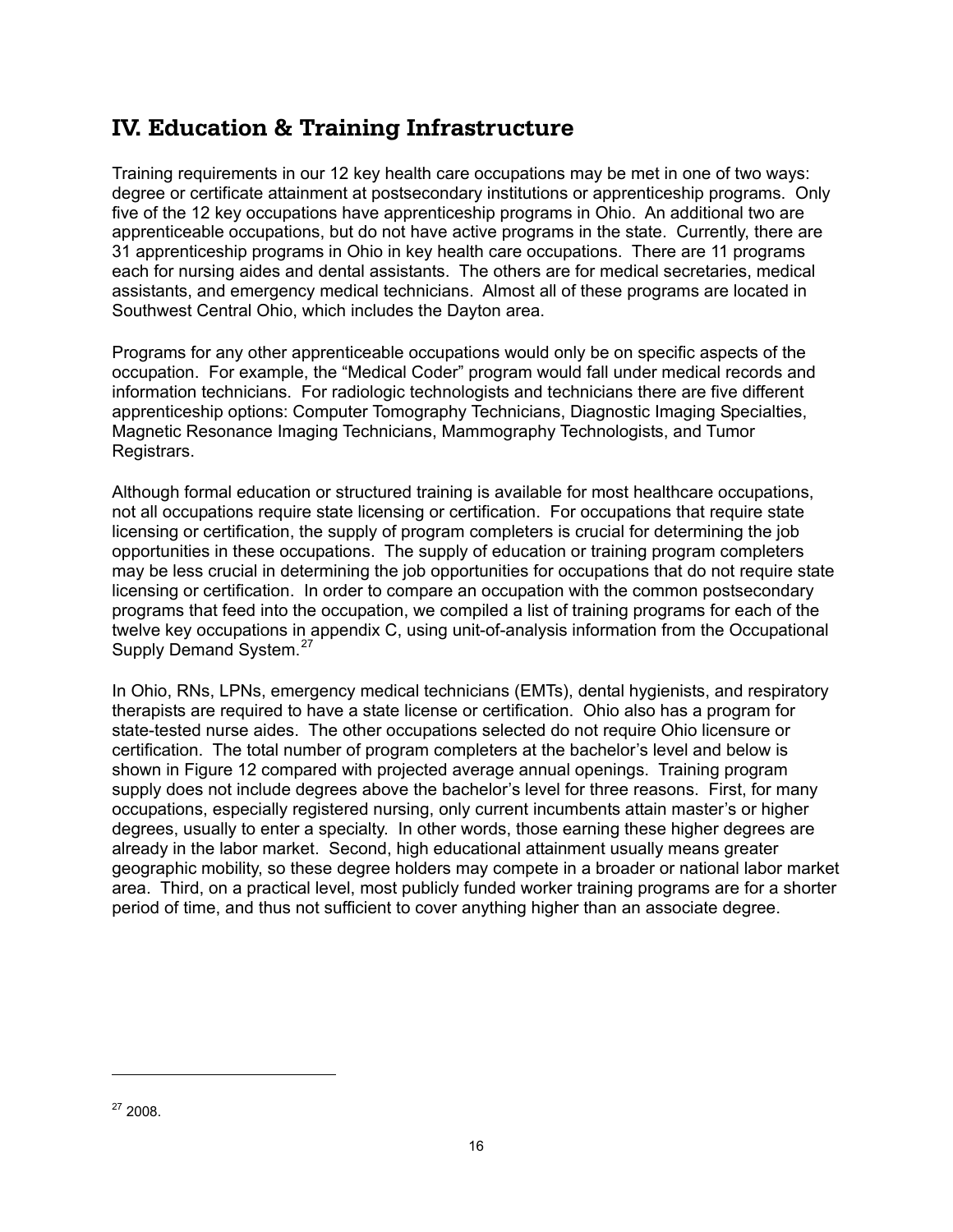## IV. Education & Training Infrastructure

Training requirements in our 12 key health care occupations may be met in one of two ways: degree or certificate attainment at postsecondary institutions or apprenticeship programs. Only five of the 12 key occupations have apprenticeship programs in Ohio. An additional two are apprenticeable occupations, but do not have active programs in the state. Currently, there are 31 apprenticeship programs in Ohio in key health care occupations. There are 11 programs each for nursing aides and dental assistants. The others are for medical secretaries, medical assistants, and emergency medical technicians. Almost all of these programs are located in Southwest Central Ohio, which includes the Dayton area.

Programs for any other apprenticeable occupations would only be on specific aspects of the occupation. For example, the "Medical Coder" program would fall under medical records and information technicians. For radiologic technologists and technicians there are five different apprenticeship options: Computer Tomography Technicians, Diagnostic Imaging Specialties, Magnetic Resonance Imaging Technicians, Mammography Technologists, and Tumor Registrars.

Although formal education or structured training is available for most healthcare occupations, not all occupations require state licensing or certification. For occupations that require state licensing or certification, the supply of program completers is crucial for determining the job opportunities in these occupations. The supply of education or training program completers may be less crucial in determining the job opportunities for occupations that do not require state licensing or certification. In order to compare an occupation with the common postsecondary programs that feed into the occupation, we compiled a list of training programs for each of the twelve key occupations in appendix C, using unit-of-analysis information from the Occupational Supply Demand System.[27]

In Ohio, RNs, LPNs, emergency medical technicians (EMTs), dental hygienists, and respiratory therapists are required to have a state license or certification. Ohio also has a program for state-tested nurse aides. The other occupations selected do not require Ohio licensure or certification. The total number of program completers at the bachelor's level and below is shown in Figure 12 compared with projected average annual openings. Training program supply does not include degrees above the bachelor's level for three reasons. First, for many occupations, especially registered nursing, only current incumbents attain master's or higher degrees, usually to enter a specialty. In other words, those earning these higher degrees are already in the labor market. Second, high educational attainment usually means greater geographic mobility, so these degree holders may compete in a broader or national labor market area. Third, on a practical level, most publicly funded worker training programs are for a shorter period of time, and thus not sufficient to cover anything higher than an associate degree.

---

[27] 2008.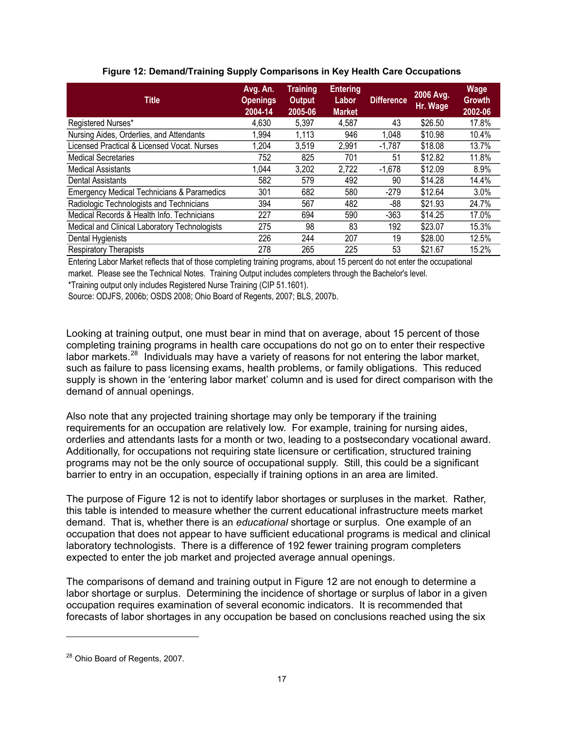**Figure 12: Demand/Training Supply Comparisons in Key Health Care Occupations**

| Title | Avg. An. Openings 2004-14 | Training Output 2005-06 | Entering Labor Market | Difference | 2006 Avg. Hr. Wage | Wage Growth 2002-06 |
|---|---|---|---|---|---|---|
| Registered Nurses* | 4,630 | 5,397 | 4,587 | 43 | $26.50 | 17.8% |
| Nursing Aides, Orderlies, and Attendants | 1,994 | 1,113 | 946 | 1,048 | $10.98 | 10.4% |
| Licensed Practical & Licensed Vocat. Nurses | 1,204 | 3,519 | 2,991 | -1,787 | $18.08 | 13.7% |
| Medical Secretaries | 752 | 825 | 701 | 51 | $12.82 | 11.8% |
| Medical Assistants | 1,044 | 3,202 | 2,722 | -1,678 | $12.09 | 8.9% |
| Dental Assistants | 582 | 579 | 492 | 90 | $14.28 | 14.4% |
| Emergency Medical Technicians & Paramedics | 301 | 682 | 580 | -279 | $12.64 | 3.0% |
| Radiologic Technologists and Technicians | 394 | 567 | 482 | -88 | $21.93 | 24.7% |
| Medical Records & Health Info. Technicians | 227 | 694 | 590 | -363 | $14.25 | 17.0% |
| Medical and Clinical Laboratory Technologists | 275 | 98 | 83 | 192 | $23.07 | 15.3% |
| Dental Hygienists | 226 | 244 | 207 | 19 | $28.00 | 12.5% |
| Respiratory Therapists | 278 | 265 | 225 | 53 | $21.67 | 15.2% |

Entering Labor Market reflects that of those completing training programs, about 15 percent do not enter the occupational market. Please see the Technical Notes. Training Output includes completers through the Bachelor's level.

*Training output only includes Registered Nurse Training (CIP 51.1601).

Source: ODJFS, 2006b; OSDS 2008; Ohio Board of Regents, 2007; BLS, 2007b.

Looking at training output, one must bear in mind that on average, about 15 percent of those completing training programs in health care occupations do not go on to enter their respective labor markets.[28] Individuals may have a variety of reasons for not entering the labor market, such as failure to pass licensing exams, health problems, or family obligations. This reduced supply is shown in the 'entering labor market' column and is used for direct comparison with the demand of annual openings.

Also note that any projected training shortage may only be temporary if the training requirements for an occupation are relatively low. For example, training for nursing aides, orderlies and attendants lasts for a month or two, leading to a postsecondary vocational award. Additionally, for occupations not requiring state licensure or certification, structured training programs may not be the only source of occupational supply. Still, this could be a significant barrier to entry in an occupation, especially if training options in an area are limited.

The purpose of Figure 12 is not to identify labor shortages or surpluses in the market. Rather, this table is intended to measure whether the current educational infrastructure meets market demand. That is, whether there is an *educational* shortage or surplus. One example of an occupation that does not appear to have sufficient educational programs is medical and clinical laboratory technologists. There is a difference of 192 fewer training program completers expected to enter the job market and projected average annual openings.

The comparisons of demand and training output in Figure 12 are not enough to determine a labor shortage or surplus. Determining the incidence of shortage or surplus of labor in a given occupation requires examination of several economic indicators. It is recommended that forecasts of labor shortages in any occupation be based on conclusions reached using the six

[28] Ohio Board of Regents, 2007.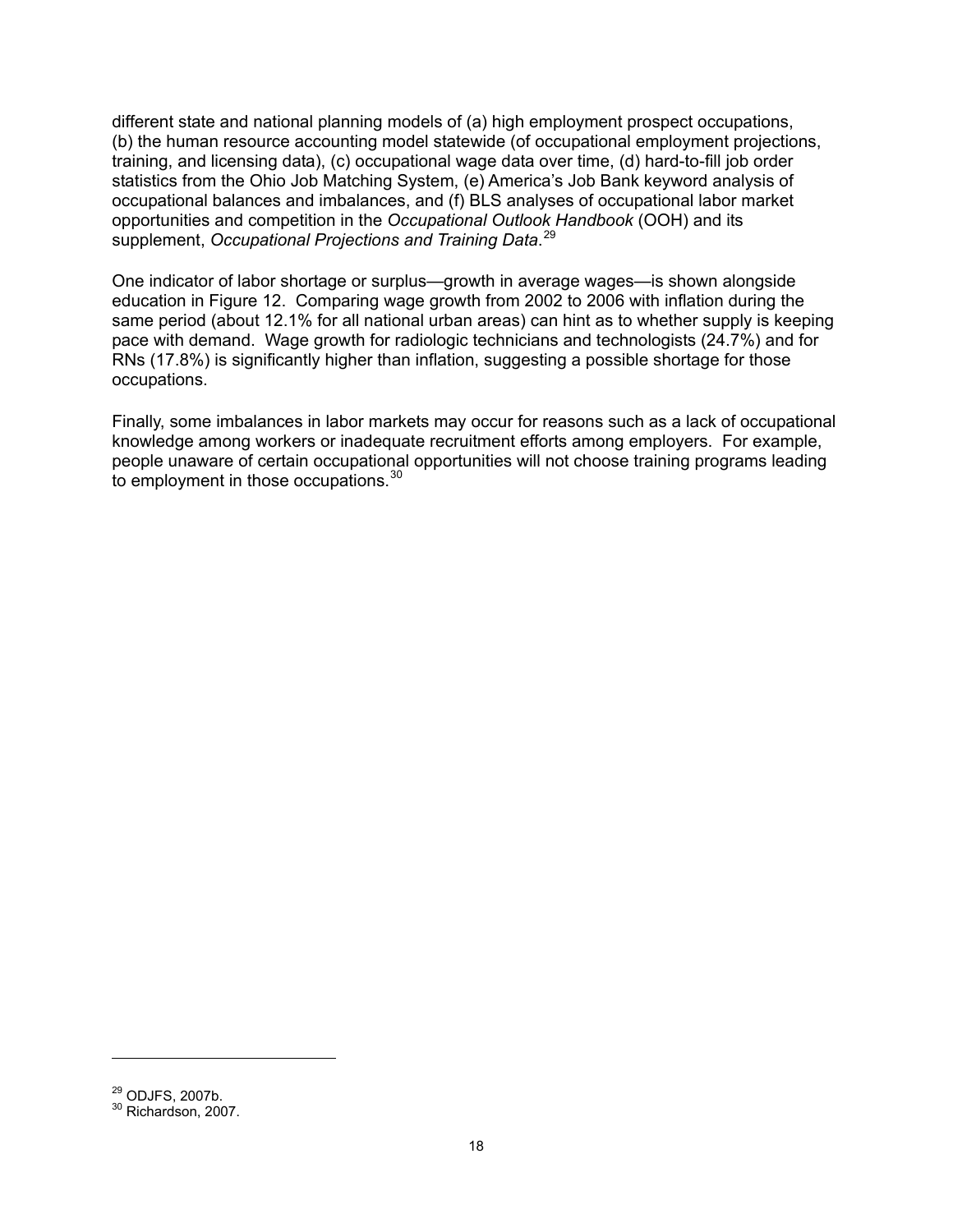different state and national planning models of (a) high employment prospect occupations, (b) the human resource accounting model statewide (of occupational employment projections, training, and licensing data), (c) occupational wage data over time, (d) hard-to-fill job order statistics from the Ohio Job Matching System, (e) America's Job Bank keyword analysis of occupational balances and imbalances, and (f) BLS analyses of occupational labor market opportunities and competition in the *Occupational Outlook Handbook* (OOH) and its supplement, *Occupational Projections and Training Data*.[29]

One indicator of labor shortage or surplus—growth in average wages—is shown alongside education in Figure 12. Comparing wage growth from 2002 to 2006 with inflation during the same period (about 12.1% for all national urban areas) can hint as to whether supply is keeping pace with demand. Wage growth for radiologic technicians and technologists (24.7%) and for RNs (17.8%) is significantly higher than inflation, suggesting a possible shortage for those occupations.

Finally, some imbalances in labor markets may occur for reasons such as a lack of occupational knowledge among workers or inadequate recruitment efforts among employers. For example, people unaware of certain occupational opportunities will not choose training programs leading to employment in those occupations.[30]

---

[29] ODJFS, 2007b.
[30] Richardson, 2007.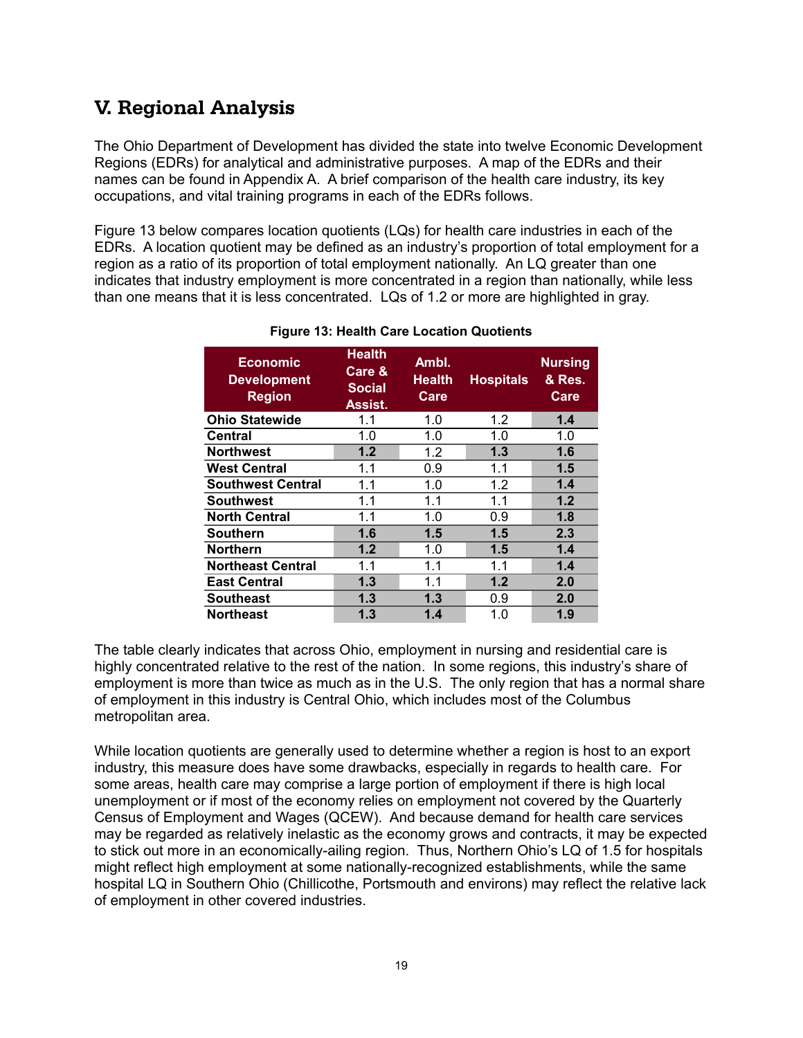# V. Regional Analysis

The Ohio Department of Development has divided the state into twelve Economic Development Regions (EDRs) for analytical and administrative purposes. A map of the EDRs and their names can be found in Appendix A. A brief comparison of the health care industry, its key occupations, and vital training programs in each of the EDRs follows.

Figure 13 below compares location quotients (LQs) for health care industries in each of the EDRs. A location quotient may be defined as an industry's proportion of total employment for a region as a ratio of its proportion of total employment nationally. An LQ greater than one indicates that industry employment is more concentrated in a region than nationally, while less than one means that it is less concentrated. LQs of 1.2 or more are highlighted in gray.

**Figure 13: Health Care Location Quotients**

| Economic Development Region | Health Care & Social Assist. | Ambl. Health Care | Hospitals | Nursing & Res. Care |
|---|---|---|---|---|
| **Ohio Statewide** | 1.1 | 1.0 | 1.2 | **1.4** |
| **Central** | 1.0 | 1.0 | 1.0 | 1.0 |
| **Northwest** | **1.2** | 1.2 | **1.3** | **1.6** |
| **West Central** | 1.1 | 0.9 | 1.1 | **1.5** |
| **Southwest Central** | 1.1 | 1.0 | 1.2 | **1.4** |
| **Southwest** | 1.1 | 1.1 | 1.1 | **1.2** |
| **North Central** | 1.1 | 1.0 | 0.9 | **1.8** |
| **Southern** | **1.6** | **1.5** | **1.5** | **2.3** |
| **Northern** | **1.2** | 1.0 | **1.5** | **1.4** |
| **Northeast Central** | 1.1 | 1.1 | 1.1 | **1.4** |
| **East Central** | **1.3** | 1.1 | **1.2** | **2.0** |
| **Southeast** | **1.3** | **1.3** | 0.9 | **2.0** |
| **Northeast** | **1.3** | **1.4** | 1.0 | **1.9** |

The table clearly indicates that across Ohio, employment in nursing and residential care is highly concentrated relative to the rest of the nation. In some regions, this industry's share of employment is more than twice as much as in the U.S. The only region that has a normal share of employment in this industry is Central Ohio, which includes most of the Columbus metropolitan area.

While location quotients are generally used to determine whether a region is host to an export industry, this measure does have some drawbacks, especially in regards to health care. For some areas, health care may comprise a large portion of employment if there is high local unemployment or if most of the economy relies on employment not covered by the Quarterly Census of Employment and Wages (QCEW). And because demand for health care services may be regarded as relatively inelastic as the economy grows and contracts, it may be expected to stick out more in an economically-ailing region. Thus, Northern Ohio's LQ of 1.5 for hospitals might reflect high employment at some nationally-recognized establishments, while the same hospital LQ in Southern Ohio (Chillicothe, Portsmouth and environs) may reflect the relative lack of employment in other covered industries.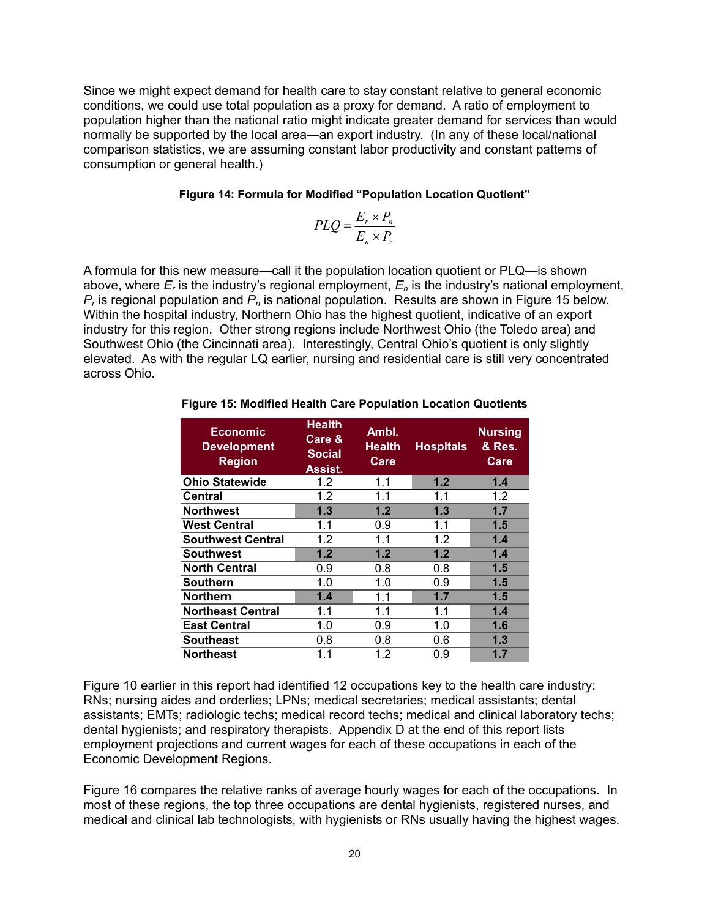Since we might expect demand for health care to stay constant relative to general economic conditions, we could use total population as a proxy for demand. A ratio of employment to population higher than the national ratio might indicate greater demand for services than would normally be supported by the local area—an export industry. (In any of these local/national comparison statistics, we are assuming constant labor productivity and constant patterns of consumption or general health.)

**Figure 14: Formula for Modified "Population Location Quotient"**

$$PLQ = \frac{E_r \times P_n}{E_n \times P_r}$$

A formula for this new measure—call it the population location quotient or PLQ—is shown above, where $E_r$ is the industry's regional employment, $E_n$ is the industry's national employment, $P_r$ is regional population and $P_n$ is national population. Results are shown in Figure 15 below. Within the hospital industry, Northern Ohio has the highest quotient, indicative of an export industry for this region. Other strong regions include Northwest Ohio (the Toledo area) and Southwest Ohio (the Cincinnati area). Interestingly, Central Ohio's quotient is only slightly elevated. As with the regular LQ earlier, nursing and residential care is still very concentrated across Ohio.

**Figure 15: Modified Health Care Population Location Quotients**

| Economic Development Region | Health Care & Social Assist. | Ambl. Health Care | Hospitals | Nursing & Res. Care |
|---|---|---|---|---|
| Ohio Statewide | 1.2 | 1.1 | 1.2 | 1.4 |
| Central | 1.2 | 1.1 | 1.1 | 1.2 |
| Northwest | 1.3 | 1.2 | 1.3 | 1.7 |
| West Central | 1.1 | 0.9 | 1.1 | 1.5 |
| Southwest Central | 1.2 | 1.1 | 1.2 | 1.4 |
| Southwest | 1.2 | 1.2 | 1.2 | 1.4 |
| North Central | 0.9 | 0.8 | 0.8 | 1.5 |
| Southern | 1.0 | 1.0 | 0.9 | 1.5 |
| Northern | 1.4 | 1.1 | 1.7 | 1.5 |
| Northeast Central | 1.1 | 1.1 | 1.1 | 1.4 |
| East Central | 1.0 | 0.9 | 1.0 | 1.6 |
| Southeast | 0.8 | 0.8 | 0.6 | 1.3 |
| Northeast | 1.1 | 1.2 | 0.9 | 1.7 |

Figure 10 earlier in this report had identified 12 occupations key to the health care industry: RNs; nursing aides and orderlies; LPNs; medical secretaries; medical assistants; dental assistants; EMTs; radiologic techs; medical record techs; medical and clinical laboratory techs; dental hygienists; and respiratory therapists. Appendix D at the end of this report lists employment projections and current wages for each of these occupations in each of the Economic Development Regions.

Figure 16 compares the relative ranks of average hourly wages for each of the occupations. In most of these regions, the top three occupations are dental hygienists, registered nurses, and medical and clinical lab technologists, with hygienists or RNs usually having the highest wages.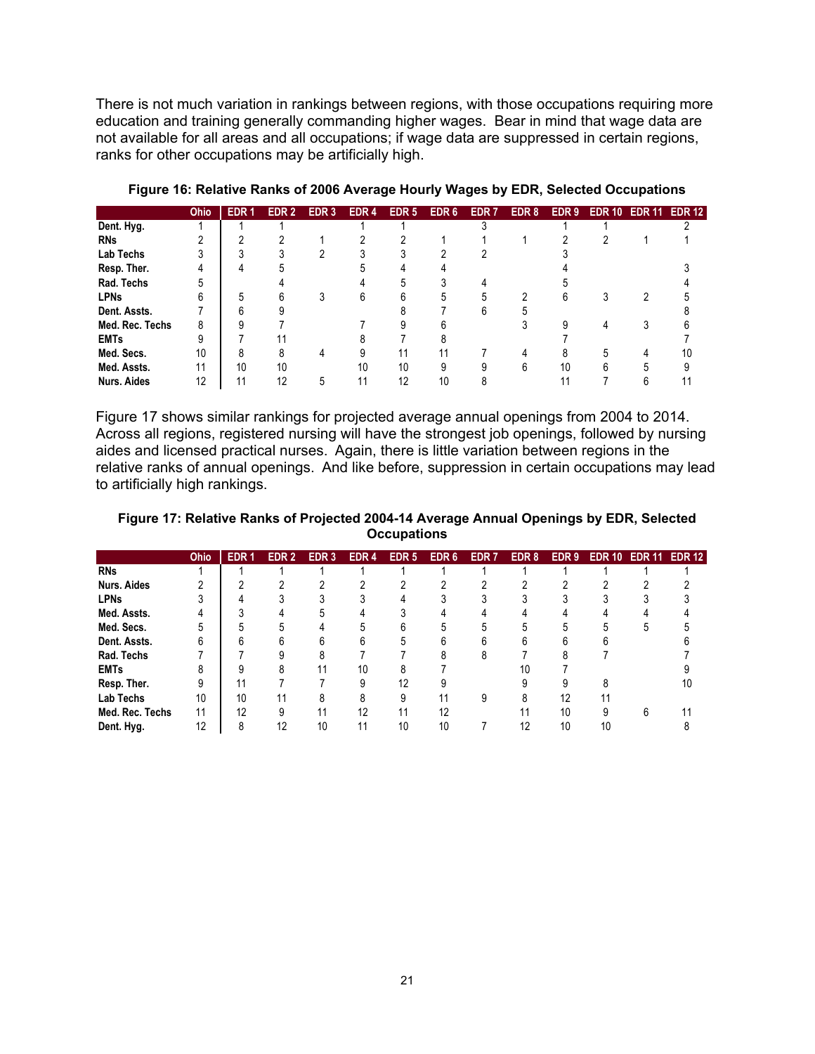There is not much variation in rankings between regions, with those occupations requiring more education and training generally commanding higher wages. Bear in mind that wage data are not available for all areas and all occupations; if wage data are suppressed in certain regions, ranks for other occupations may be artificially high.

**Figure 16: Relative Ranks of 2006 Average Hourly Wages by EDR, Selected Occupations**

| | Ohio | EDR 1 | EDR 2 | EDR 3 | EDR 4 | EDR 5 | EDR 6 | EDR 7 | EDR 8 | EDR 9 | EDR 10 | EDR 11 | EDR 12 |
|---|---|---|---|---|---|---|---|---|---|---|---|---|---|
| **Dent. Hyg.** | 1 | 1 | 1 | | 1 | 1 | | 3 | | 1 | 1 | | 2 |
| **RNs** | 2 | 2 | 2 | 1 | 2 | 2 | 1 | 1 | 1 | 2 | 2 | 1 | 1 |
| **Lab Techs** | 3 | 3 | 3 | 2 | 3 | 3 | 2 | 2 | | 3 | | | |
| **Resp. Ther.** | 4 | 4 | 5 | | 5 | 4 | 4 | | | 4 | | | 3 |
| **Rad. Techs** | 5 | | 4 | | 4 | 5 | 3 | 4 | | 5 | | | 4 |
| **LPNs** | 6 | 5 | 6 | 3 | 6 | 6 | 5 | 5 | 2 | 6 | 3 | 2 | 5 |
| **Dent. Assts.** | 7 | 6 | 9 | | | 8 | 7 | 6 | 5 | | | | 8 |
| **Med. Rec. Techs** | 8 | 9 | 7 | | 7 | 9 | 6 | | 3 | 9 | 4 | 3 | 6 |
| **EMTs** | 9 | 7 | 11 | | 8 | 7 | 8 | | | 7 | | | 7 |
| **Med. Secs.** | 10 | 8 | 8 | 4 | 9 | 11 | 11 | 7 | 4 | 8 | 5 | 4 | 10 |
| **Med. Assts.** | 11 | 10 | 10 | | 10 | 10 | 9 | 9 | 6 | 10 | 6 | 5 | 9 |
| **Nurs. Aides** | 12 | 11 | 12 | 5 | 11 | 12 | 10 | 8 | | 11 | 7 | 6 | 11 |

Figure 17 shows similar rankings for projected average annual openings from 2004 to 2014. Across all regions, registered nursing will have the strongest job openings, followed by nursing aides and licensed practical nurses. Again, there is little variation between regions in the relative ranks of annual openings. And like before, suppression in certain occupations may lead to artificially high rankings.

**Figure 17: Relative Ranks of Projected 2004-14 Average Annual Openings by EDR, Selected Occupations**

| | Ohio | EDR 1 | EDR 2 | EDR 3 | EDR 4 | EDR 5 | EDR 6 | EDR 7 | EDR 8 | EDR 9 | EDR 10 | EDR 11 | EDR 12 |
|---|---|---|---|---|---|---|---|---|---|---|---|---|---|
| **RNs** | 1 | 1 | 1 | 1 | 1 | 1 | 1 | 1 | 1 | 1 | 1 | 1 | 1 |
| **Nurs. Aides** | 2 | 2 | 2 | 2 | 2 | 2 | 2 | 2 | 2 | 2 | 2 | 2 | 2 |
| **LPNs** | 3 | 4 | 3 | 3 | 3 | 4 | 3 | 3 | 3 | 3 | 3 | 3 | 3 |
| **Med. Assts.** | 4 | 3 | 4 | 5 | 4 | 3 | 4 | 4 | 4 | 4 | 4 | 4 | 4 |
| **Med. Secs.** | 5 | 5 | 5 | 4 | 5 | 6 | 5 | 5 | 5 | 5 | 5 | 5 | 5 |
| **Dent. Assts.** | 6 | 6 | 6 | 6 | 6 | 5 | 6 | 6 | 6 | 6 | 6 | | 6 |
| **Rad. Techs** | 7 | 7 | 9 | 8 | 7 | 7 | 8 | 8 | 7 | 8 | 7 | | 7 |
| **EMTs** | 8 | 9 | 8 | 11 | 10 | 8 | 7 | | 10 | 7 | | | 9 |
| **Resp. Ther.** | 9 | 11 | 7 | 7 | 9 | 12 | 9 | | 9 | 9 | 8 | | 10 |
| **Lab Techs** | 10 | 10 | 11 | 8 | 8 | 9 | 11 | 9 | 8 | 12 | 11 | | |
| **Med. Rec. Techs** | 11 | 12 | 9 | 11 | 12 | 11 | 12 | | 11 | 10 | 9 | 6 | 11 |
| **Dent. Hyg.** | 12 | 8 | 12 | 10 | 11 | 10 | 10 | 7 | 12 | 10 | 10 | | 8 |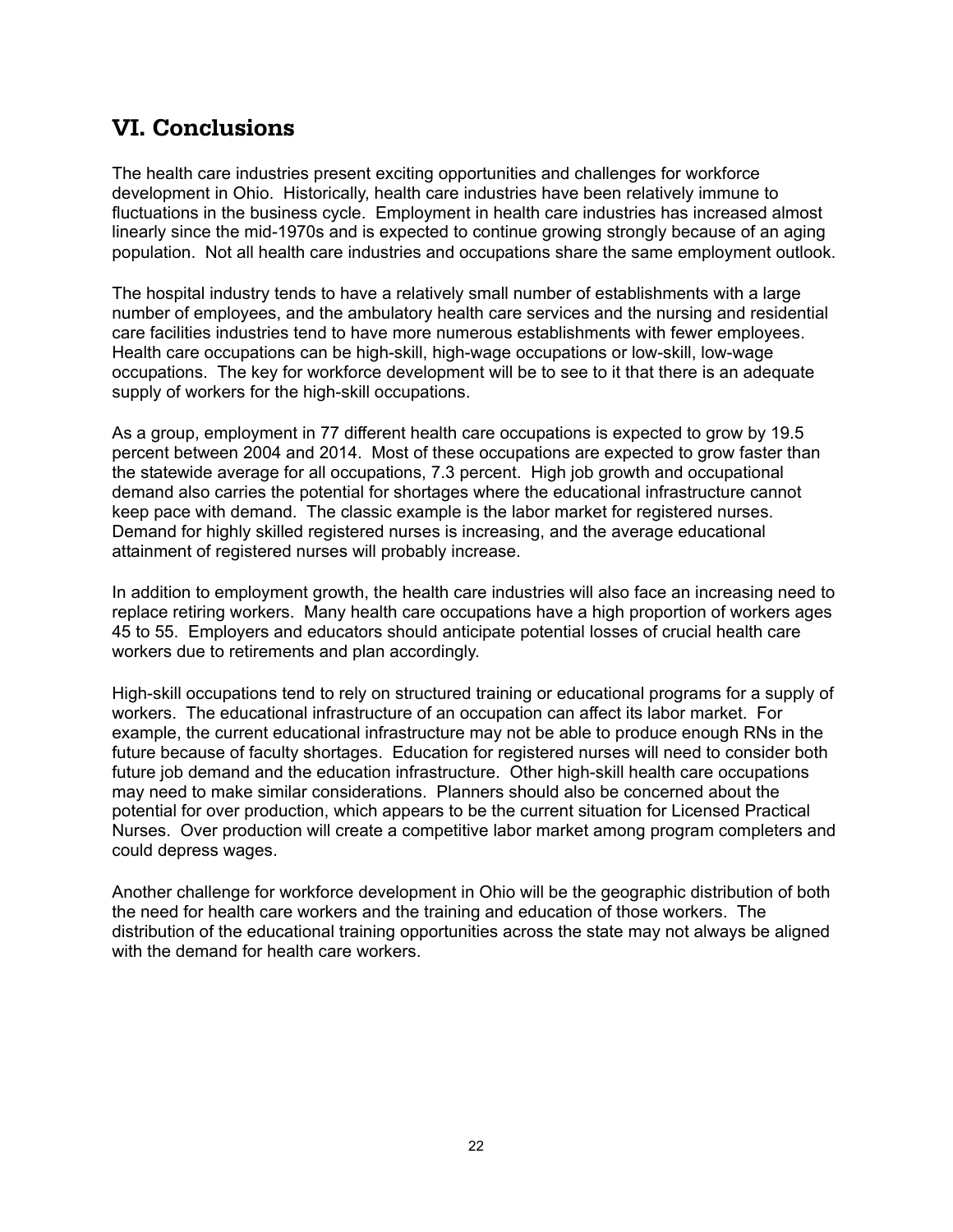## VI. Conclusions

The health care industries present exciting opportunities and challenges for workforce development in Ohio. Historically, health care industries have been relatively immune to fluctuations in the business cycle. Employment in health care industries has increased almost linearly since the mid-1970s and is expected to continue growing strongly because of an aging population. Not all health care industries and occupations share the same employment outlook.

The hospital industry tends to have a relatively small number of establishments with a large number of employees, and the ambulatory health care services and the nursing and residential care facilities industries tend to have more numerous establishments with fewer employees. Health care occupations can be high-skill, high-wage occupations or low-skill, low-wage occupations. The key for workforce development will be to see to it that there is an adequate supply of workers for the high-skill occupations.

As a group, employment in 77 different health care occupations is expected to grow by 19.5 percent between 2004 and 2014. Most of these occupations are expected to grow faster than the statewide average for all occupations, 7.3 percent. High job growth and occupational demand also carries the potential for shortages where the educational infrastructure cannot keep pace with demand. The classic example is the labor market for registered nurses. Demand for highly skilled registered nurses is increasing, and the average educational attainment of registered nurses will probably increase.

In addition to employment growth, the health care industries will also face an increasing need to replace retiring workers. Many health care occupations have a high proportion of workers ages 45 to 55. Employers and educators should anticipate potential losses of crucial health care workers due to retirements and plan accordingly.

High-skill occupations tend to rely on structured training or educational programs for a supply of workers. The educational infrastructure of an occupation can affect its labor market. For example, the current educational infrastructure may not be able to produce enough RNs in the future because of faculty shortages. Education for registered nurses will need to consider both future job demand and the education infrastructure. Other high-skill health care occupations may need to make similar considerations. Planners should also be concerned about the potential for over production, which appears to be the current situation for Licensed Practical Nurses. Over production will create a competitive labor market among program completers and could depress wages.

Another challenge for workforce development in Ohio will be the geographic distribution of both the need for health care workers and the training and education of those workers. The distribution of the educational training opportunities across the state may not always be aligned with the demand for health care workers.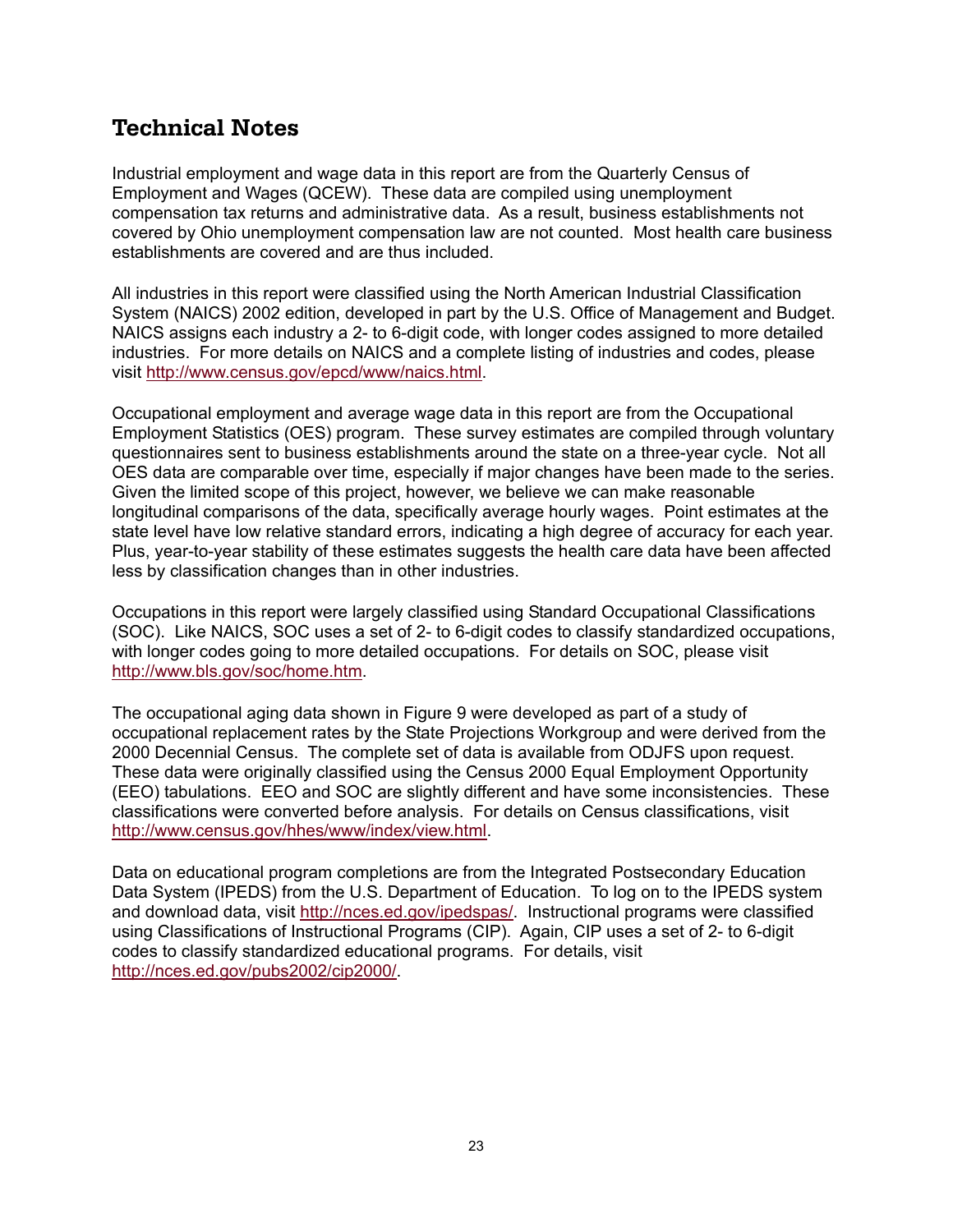## Technical Notes

Industrial employment and wage data in this report are from the Quarterly Census of Employment and Wages (QCEW). These data are compiled using unemployment compensation tax returns and administrative data. As a result, business establishments not covered by Ohio unemployment compensation law are not counted. Most health care business establishments are covered and are thus included.

All industries in this report were classified using the North American Industrial Classification System (NAICS) 2002 edition, developed in part by the U.S. Office of Management and Budget. NAICS assigns each industry a 2- to 6-digit code, with longer codes assigned to more detailed industries. For more details on NAICS and a complete listing of industries and codes, please visit http://www.census.gov/epcd/www/naics.html.

Occupational employment and average wage data in this report are from the Occupational Employment Statistics (OES) program. These survey estimates are compiled through voluntary questionnaires sent to business establishments around the state on a three-year cycle. Not all OES data are comparable over time, especially if major changes have been made to the series. Given the limited scope of this project, however, we believe we can make reasonable longitudinal comparisons of the data, specifically average hourly wages. Point estimates at the state level have low relative standard errors, indicating a high degree of accuracy for each year. Plus, year-to-year stability of these estimates suggests the health care data have been affected less by classification changes than in other industries.

Occupations in this report were largely classified using Standard Occupational Classifications (SOC). Like NAICS, SOC uses a set of 2- to 6-digit codes to classify standardized occupations, with longer codes going to more detailed occupations. For details on SOC, please visit http://www.bls.gov/soc/home.htm.

The occupational aging data shown in Figure 9 were developed as part of a study of occupational replacement rates by the State Projections Workgroup and were derived from the 2000 Decennial Census. The complete set of data is available from ODJFS upon request. These data were originally classified using the Census 2000 Equal Employment Opportunity (EEO) tabulations. EEO and SOC are slightly different and have some inconsistencies. These classifications were converted before analysis. For details on Census classifications, visit http://www.census.gov/hhes/www/index/view.html.

Data on educational program completions are from the Integrated Postsecondary Education Data System (IPEDS) from the U.S. Department of Education. To log on to the IPEDS system and download data, visit http://nces.ed.gov/ipedspas/. Instructional programs were classified using Classifications of Instructional Programs (CIP). Again, CIP uses a set of 2- to 6-digit codes to classify standardized educational programs. For details, visit http://nces.ed.gov/pubs2002/cip2000/.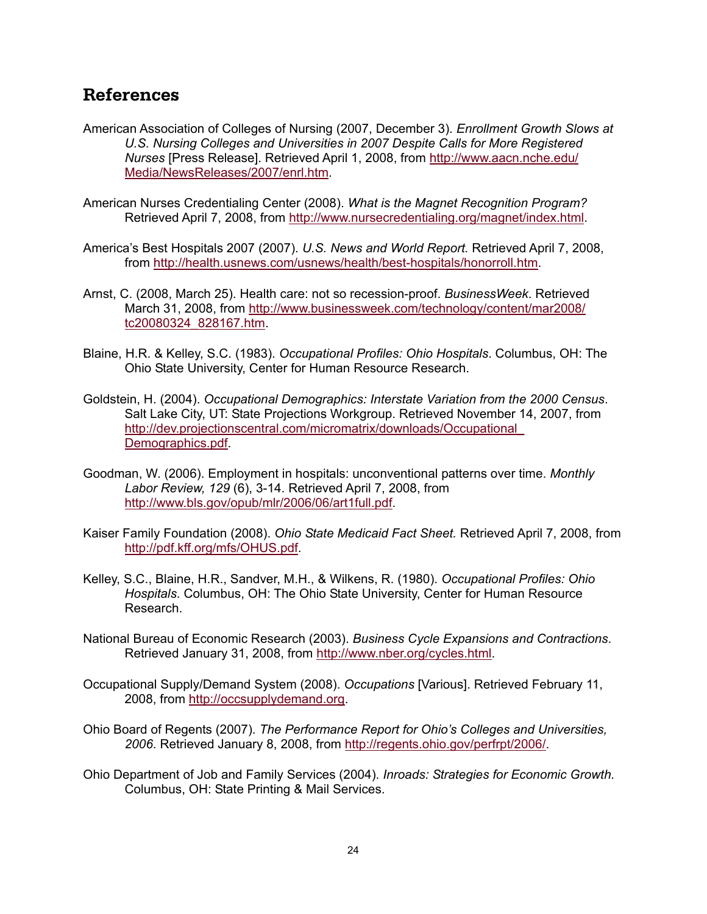## References

American Association of Colleges of Nursing (2007, December 3). *Enrollment Growth Slows at U.S. Nursing Colleges and Universities in 2007 Despite Calls for More Registered Nurses* [Press Release]. Retrieved April 1, 2008, from http://www.aacn.nche.edu/Media/NewsReleases/2007/enrl.htm.

American Nurses Credentialing Center (2008). *What is the Magnet Recognition Program?* Retrieved April 7, 2008, from http://www.nursecredentialing.org/magnet/index.html.

America's Best Hospitals 2007 (2007). *U.S. News and World Report.* Retrieved April 7, 2008, from http://health.usnews.com/usnews/health/best-hospitals/honorroll.htm.

Arnst, C. (2008, March 25). Health care: not so recession-proof. *BusinessWeek*. Retrieved March 31, 2008, from http://www.businessweek.com/technology/content/mar2008/tc20080324_828167.htm.

Blaine, H.R. & Kelley, S.C. (1983). *Occupational Profiles: Ohio Hospitals*. Columbus, OH: The Ohio State University, Center for Human Resource Research.

Goldstein, H. (2004). *Occupational Demographics: Interstate Variation from the 2000 Census*. Salt Lake City, UT: State Projections Workgroup. Retrieved November 14, 2007, from http://dev.projectionscentral.com/micromatrix/downloads/Occupational_Demographics.pdf.

Goodman, W. (2006). Employment in hospitals: unconventional patterns over time. *Monthly Labor Review, 129* (6), 3-14. Retrieved April 7, 2008, from http://www.bls.gov/opub/mlr/2006/06/art1full.pdf.

Kaiser Family Foundation (2008). *Ohio State Medicaid Fact Sheet.* Retrieved April 7, 2008, from http://pdf.kff.org/mfs/OHUS.pdf.

Kelley, S.C., Blaine, H.R., Sandver, M.H., & Wilkens, R. (1980). *Occupational Profiles: Ohio Hospitals*. Columbus, OH: The Ohio State University, Center for Human Resource Research.

National Bureau of Economic Research (2003). *Business Cycle Expansions and Contractions*. Retrieved January 31, 2008, from http://www.nber.org/cycles.html.

Occupational Supply/Demand System (2008). *Occupations* [Various]. Retrieved February 11, 2008, from http://occsupplydemand.org.

Ohio Board of Regents (2007). *The Performance Report for Ohio's Colleges and Universities, 2006*. Retrieved January 8, 2008, from http://regents.ohio.gov/perfrpt/2006/.

Ohio Department of Job and Family Services (2004). *Inroads: Strategies for Economic Growth*. Columbus, OH: State Printing & Mail Services.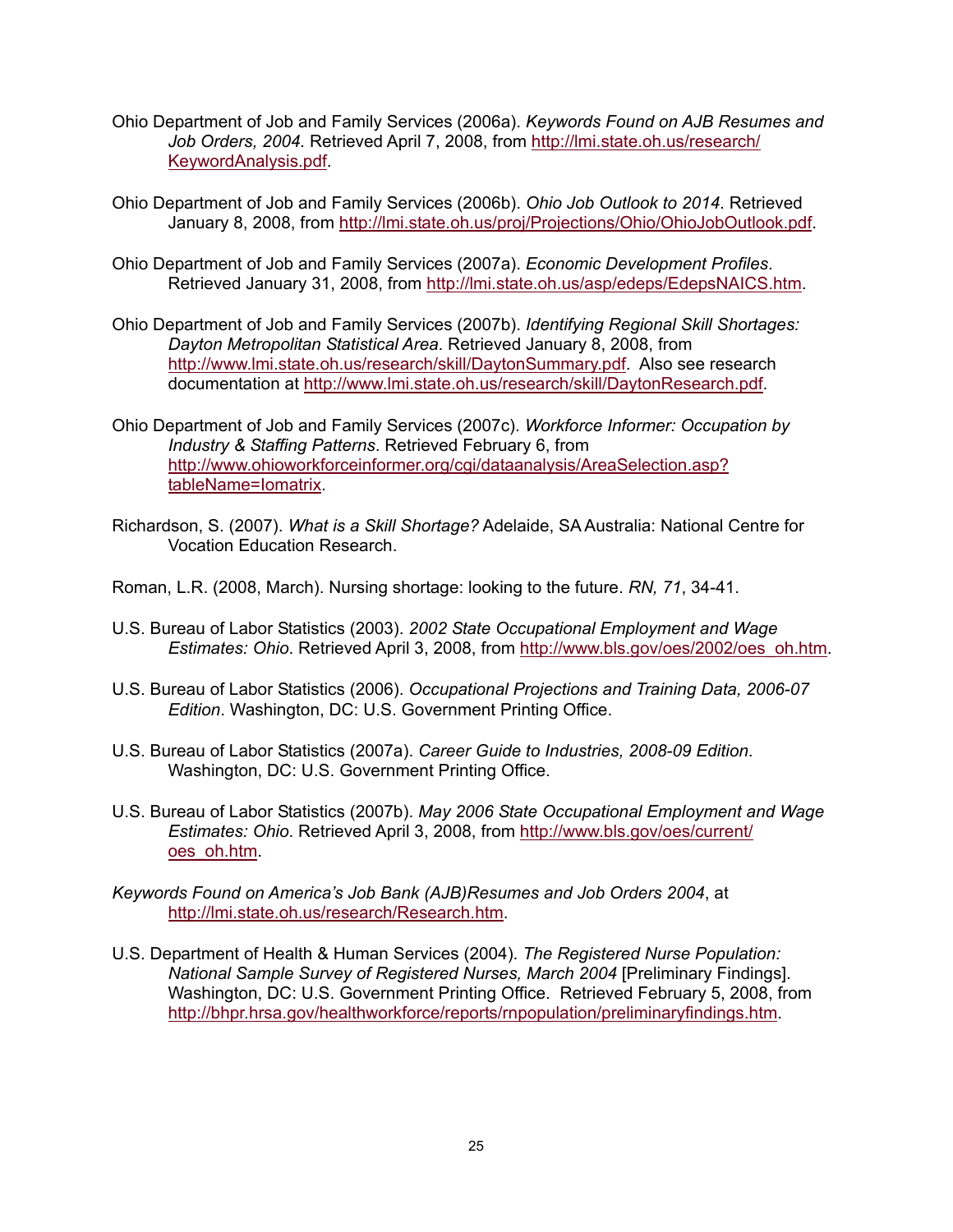Ohio Department of Job and Family Services (2006a). *Keywords Found on AJB Resumes and Job Orders, 2004.* Retrieved April 7, 2008, from http://lmi.state.oh.us/research/KeywordAnalysis.pdf.

Ohio Department of Job and Family Services (2006b). *Ohio Job Outlook to 2014*. Retrieved January 8, 2008, from http://lmi.state.oh.us/proj/Projections/Ohio/OhioJobOutlook.pdf.

Ohio Department of Job and Family Services (2007a). *Economic Development Profiles*. Retrieved January 31, 2008, from http://lmi.state.oh.us/asp/edeps/EdepsNAICS.htm.

Ohio Department of Job and Family Services (2007b). *Identifying Regional Skill Shortages: Dayton Metropolitan Statistical Area*. Retrieved January 8, 2008, from http://www.lmi.state.oh.us/research/skill/DaytonSummary.pdf. Also see research documentation at http://www.lmi.state.oh.us/research/skill/DaytonResearch.pdf.

Ohio Department of Job and Family Services (2007c). *Workforce Informer: Occupation by Industry & Staffing Patterns*. Retrieved February 6, from http://www.ohioworkforceinformer.org/cgi/dataanalysis/AreaSelection.asp?tableName=Iomatrix.

Richardson, S. (2007). *What is a Skill Shortage?* Adelaide, SA Australia: National Centre for Vocation Education Research.

Roman, L.R. (2008, March). Nursing shortage: looking to the future. *RN, 71*, 34-41.

U.S. Bureau of Labor Statistics (2003). *2002 State Occupational Employment and Wage Estimates: Ohio*. Retrieved April 3, 2008, from http://www.bls.gov/oes/2002/oes_oh.htm.

U.S. Bureau of Labor Statistics (2006). *Occupational Projections and Training Data, 2006-07 Edition*. Washington, DC: U.S. Government Printing Office.

U.S. Bureau of Labor Statistics (2007a). *Career Guide to Industries, 2008-09 Edition*. Washington, DC: U.S. Government Printing Office.

U.S. Bureau of Labor Statistics (2007b). *May 2006 State Occupational Employment and Wage Estimates: Ohio*. Retrieved April 3, 2008, from http://www.bls.gov/oes/current/oes_oh.htm.

*Keywords Found on America's Job Bank (AJB)Resumes and Job Orders 2004*, at http://lmi.state.oh.us/research/Research.htm.

U.S. Department of Health & Human Services (2004). *The Registered Nurse Population: National Sample Survey of Registered Nurses, March 2004* [Preliminary Findings]. Washington, DC: U.S. Government Printing Office. Retrieved February 5, 2008, from http://bhpr.hrsa.gov/healthworkforce/reports/rnpopulation/preliminaryfindings.htm.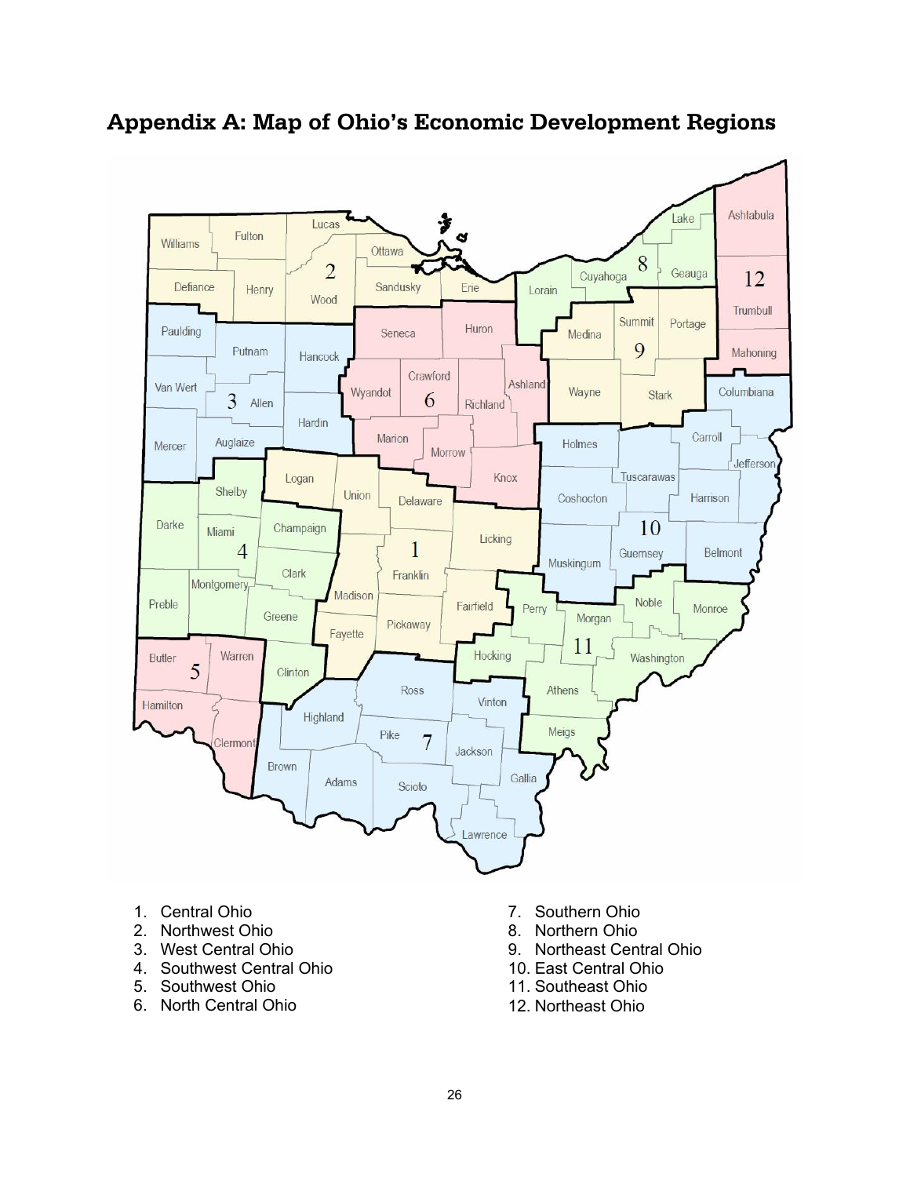## Appendix A: Map of Ohio's Economic Development Regions

1. Central Ohio
2. Northwest Ohio
3. West Central Ohio
4. Southwest Central Ohio
5. Southwest Ohio
6. North Central Ohio
7. Southern Ohio
8. Northern Ohio
9. Northeast Central Ohio
10. East Central Ohio
11. Southeast Ohio
12. Northeast Ohio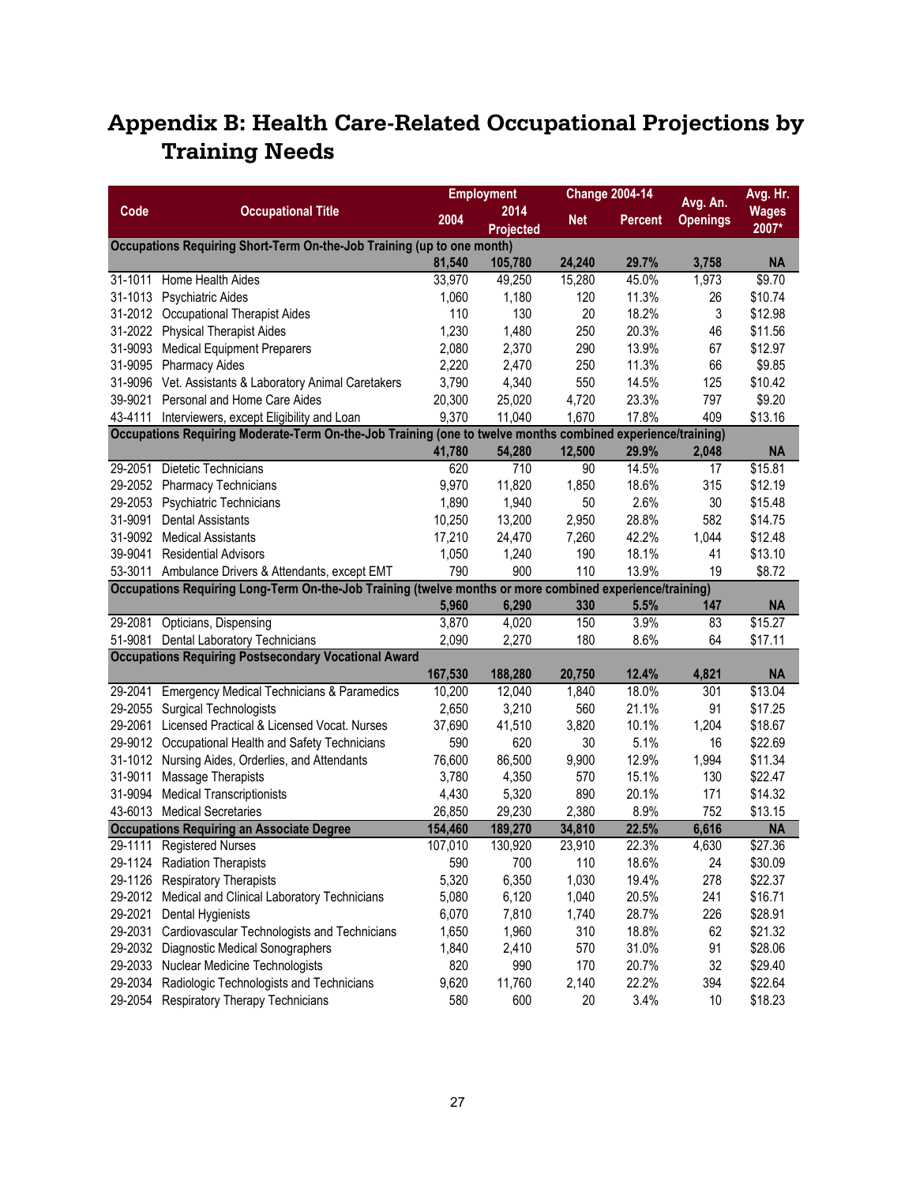# Appendix B: Health Care-Related Occupational Projections by Training Needs

| Code | Occupational Title | Employment 2004 | Employment 2014 Projected | Change 2004-14 Net | Change 2004-14 Percent | Avg. An. Openings | Avg. Hr. Wages 2007* |
|---|---|---|---|---|---|---|---|
| **Occupations Requiring Short-Term On-the-Job Training (up to one month)** | | | | | | | |
| | | **81,540** | **105,780** | **24,240** | **29.7%** | **3,758** | **NA** |
| 31-1011 | Home Health Aides | 33,970 | 49,250 | 15,280 | 45.0% | 1,973 | $9.70 |
| 31-1013 | Psychiatric Aides | 1,060 | 1,180 | 120 | 11.3% | 26 | $10.74 |
| 31-2012 | Occupational Therapist Aides | 110 | 130 | 20 | 18.2% | 3 | $12.98 |
| 31-2022 | Physical Therapist Aides | 1,230 | 1,480 | 250 | 20.3% | 46 | $11.56 |
| 31-9093 | Medical Equipment Preparers | 2,080 | 2,370 | 290 | 13.9% | 67 | $12.97 |
| 31-9095 | Pharmacy Aides | 2,220 | 2,470 | 250 | 11.3% | 66 | $9.85 |
| 31-9096 | Vet. Assistants & Laboratory Animal Caretakers | 3,790 | 4,340 | 550 | 14.5% | 125 | $10.42 |
| 39-9021 | Personal and Home Care Aides | 20,300 | 25,020 | 4,720 | 23.3% | 797 | $9.20 |
| 43-4111 | Interviewers, except Eligibility and Loan | 9,370 | 11,040 | 1,670 | 17.8% | 409 | $13.16 |
| **Occupations Requiring Moderate-Term On-the-Job Training (one to twelve months combined experience/training)** | | | | | | | |
| | | **41,780** | **54,280** | **12,500** | **29.9%** | **2,048** | **NA** |
| 29-2051 | Dietetic Technicians | 620 | 710 | 90 | 14.5% | 17 | $15.81 |
| 29-2052 | Pharmacy Technicians | 9,970 | 11,820 | 1,850 | 18.6% | 315 | $12.19 |
| 29-2053 | Psychiatric Technicians | 1,890 | 1,940 | 50 | 2.6% | 30 | $15.48 |
| 31-9091 | Dental Assistants | 10,250 | 13,200 | 2,950 | 28.8% | 582 | $14.75 |
| 31-9092 | Medical Assistants | 17,210 | 24,470 | 7,260 | 42.2% | 1,044 | $12.48 |
| 39-9041 | Residential Advisors | 1,050 | 1,240 | 190 | 18.1% | 41 | $13.10 |
| 53-3011 | Ambulance Drivers & Attendants, except EMT | 790 | 900 | 110 | 13.9% | 19 | $8.72 |
| **Occupations Requiring Long-Term On-the-Job Training (twelve months or more combined experience/training)** | | | | | | | |
| | | **5,960** | **6,290** | **330** | **5.5%** | **147** | **NA** |
| 29-2081 | Opticians, Dispensing | 3,870 | 4,020 | 150 | 3.9% | 83 | $15.27 |
| 51-9081 | Dental Laboratory Technicians | 2,090 | 2,270 | 180 | 8.6% | 64 | $17.11 |
| **Occupations Requiring Postsecondary Vocational Award** | | | | | | | |
| | | **167,530** | **188,280** | **20,750** | **12.4%** | **4,821** | **NA** |
| 29-2041 | Emergency Medical Technicians & Paramedics | 10,200 | 12,040 | 1,840 | 18.0% | 301 | $13.04 |
| 29-2055 | Surgical Technologists | 2,650 | 3,210 | 560 | 21.1% | 91 | $17.25 |
| 29-2061 | Licensed Practical & Licensed Vocat. Nurses | 37,690 | 41,510 | 3,820 | 10.1% | 1,204 | $18.67 |
| 29-9012 | Occupational Health and Safety Technicians | 590 | 620 | 30 | 5.1% | 16 | $22.69 |
| 31-1012 | Nursing Aides, Orderlies, and Attendants | 76,600 | 86,500 | 9,900 | 12.9% | 1,994 | $11.34 |
| 31-9011 | Massage Therapists | 3,780 | 4,350 | 570 | 15.1% | 130 | $22.47 |
| 31-9094 | Medical Transcriptionists | 4,430 | 5,320 | 890 | 20.1% | 171 | $14.32 |
| 43-6013 | Medical Secretaries | 26,850 | 29,230 | 2,380 | 8.9% | 752 | $13.15 |
| **Occupations Requiring an Associate Degree** | | **154,460** | **189,270** | **34,810** | **22.5%** | **6,616** | **NA** |
| 29-1111 | Registered Nurses | 107,010 | 130,920 | 23,910 | 22.3% | 4,630 | $27.36 |
| 29-1124 | Radiation Therapists | 590 | 700 | 110 | 18.6% | 24 | $30.09 |
| 29-1126 | Respiratory Therapists | 5,320 | 6,350 | 1,030 | 19.4% | 278 | $22.37 |
| 29-2012 | Medical and Clinical Laboratory Technicians | 5,080 | 6,120 | 1,040 | 20.5% | 241 | $16.71 |
| 29-2021 | Dental Hygienists | 6,070 | 7,810 | 1,740 | 28.7% | 226 | $28.91 |
| 29-2031 | Cardiovascular Technologists and Technicians | 1,650 | 1,960 | 310 | 18.8% | 62 | $21.32 |
| 29-2032 | Diagnostic Medical Sonographers | 1,840 | 2,410 | 570 | 31.0% | 91 | $28.06 |
| 29-2033 | Nuclear Medicine Technologists | 820 | 990 | 170 | 20.7% | 32 | $29.40 |
| 29-2034 | Radiologic Technologists and Technicians | 9,620 | 11,760 | 2,140 | 22.2% | 394 | $22.64 |
| 29-2054 | Respiratory Therapy Technicians | 580 | 600 | 20 | 3.4% | 10 | $18.23 |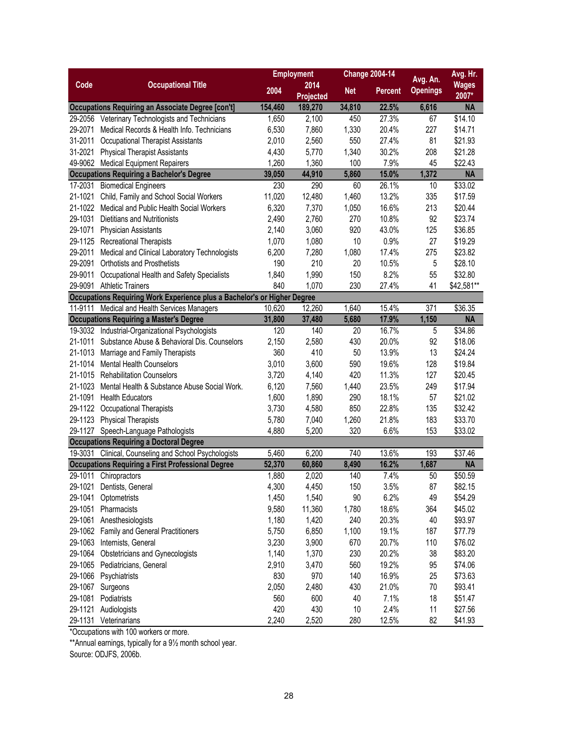| Code | Occupational Title | Employment | | Change 2004-14 | | Avg. An. Openings | Avg. Hr. Wages 2007* |
|---|---|---|---|---|---|---|---|
| | | 2004 | 2014 Projected | Net | Percent | | |
| **Occupations Requiring an Associate Degree [con't]** | | **154,460** | **189,270** | **34,810** | **22.5%** | **6,616** | **NA** |
| 29-2056 | Veterinary Technologists and Technicians | 1,650 | 2,100 | 450 | 27.3% | 67 | $14.10 |
| 29-2071 | Medical Records & Health Info. Technicians | 6,530 | 7,860 | 1,330 | 20.4% | 227 | $14.71 |
| 31-2011 | Occupational Therapist Assistants | 2,010 | 2,560 | 550 | 27.4% | 81 | $21.93 |
| 31-2021 | Physical Therapist Assistants | 4,430 | 5,770 | 1,340 | 30.2% | 208 | $21.28 |
| 49-9062 | Medical Equipment Repairers | 1,260 | 1,360 | 100 | 7.9% | 45 | $22.43 |
| **Occupations Requiring a Bachelor's Degree** | | **39,050** | **44,910** | **5,860** | **15.0%** | **1,372** | **NA** |
| 17-2031 | Biomedical Engineers | 230 | 290 | 60 | 26.1% | 10 | $33.02 |
| 21-1021 | Child, Family and School Social Workers | 11,020 | 12,480 | 1,460 | 13.2% | 335 | $17.59 |
| 21-1022 | Medical and Public Health Social Workers | 6,320 | 7,370 | 1,050 | 16.6% | 213 | $20.44 |
| 29-1031 | Dietitians and Nutritionists | 2,490 | 2,760 | 270 | 10.8% | 92 | $23.74 |
| 29-1071 | Physician Assistants | 2,140 | 3,060 | 920 | 43.0% | 125 | $36.85 |
| 29-1125 | Recreational Therapists | 1,070 | 1,080 | 10 | 0.9% | 27 | $19.29 |
| 29-2011 | Medical and Clinical Laboratory Technologists | 6,200 | 7,280 | 1,080 | 17.4% | 275 | $23.82 |
| 29-2091 | Orthotists and Prosthetists | 190 | 210 | 20 | 10.5% | 5 | $28.10 |
| 29-9011 | Occupational Health and Safety Specialists | 1,840 | 1,990 | 150 | 8.2% | 55 | $32.80 |
| 29-9091 | Athletic Trainers | 840 | 1,070 | 230 | 27.4% | 41 | $42,581** |
| **Occupations Requiring Work Experience plus a Bachelor's or Higher Degree** | | | | | | | |
| 11-9111 | Medical and Health Services Managers | 10,620 | 12,260 | 1,640 | 15.4% | 371 | $36.35 |
| **Occupations Requiring a Master's Degree** | | **31,800** | **37,480** | **5,680** | **17.9%** | **1,150** | **NA** |
| 19-3032 | Industrial-Organizational Psychologists | 120 | 140 | 20 | 16.7% | 5 | $34.86 |
| 21-1011 | Substance Abuse & Behavioral Dis. Counselors | 2,150 | 2,580 | 430 | 20.0% | 92 | $18.06 |
| 21-1013 | Marriage and Family Therapists | 360 | 410 | 50 | 13.9% | 13 | $24.24 |
| 21-1014 | Mental Health Counselors | 3,010 | 3,600 | 590 | 19.6% | 128 | $19.84 |
| 21-1015 | Rehabilitation Counselors | 3,720 | 4,140 | 420 | 11.3% | 127 | $20.45 |
| 21-1023 | Mental Health & Substance Abuse Social Work. | 6,120 | 7,560 | 1,440 | 23.5% | 249 | $17.94 |
| 21-1091 | Health Educators | 1,600 | 1,890 | 290 | 18.1% | 57 | $21.02 |
| 29-1122 | Occupational Therapists | 3,730 | 4,580 | 850 | 22.8% | 135 | $32.42 |
| 29-1123 | Physical Therapists | 5,780 | 7,040 | 1,260 | 21.8% | 183 | $33.70 |
| 29-1127 | Speech-Language Pathologists | 4,880 | 5,200 | 320 | 6.6% | 153 | $33.02 |
| **Occupations Requiring a Doctoral Degree** | | | | | | | |
| 19-3031 | Clinical, Counseling and School Psychologists | 5,460 | 6,200 | 740 | 13.6% | 193 | $37.46 |
| **Occupations Requiring a First Professional Degree** | | **52,370** | **60,860** | **8,490** | **16.2%** | **1,687** | **NA** |
| 29-1011 | Chiropractors | 1,880 | 2,020 | 140 | 7.4% | 50 | $50.59 |
| 29-1021 | Dentists, General | 4,300 | 4,450 | 150 | 3.5% | 87 | $82.15 |
| 29-1041 | Optometrists | 1,450 | 1,540 | 90 | 6.2% | 49 | $54.29 |
| 29-1051 | Pharmacists | 9,580 | 11,360 | 1,780 | 18.6% | 364 | $45.02 |
| 29-1061 | Anesthesiologists | 1,180 | 1,420 | 240 | 20.3% | 40 | $93.97 |
| 29-1062 | Family and General Practitioners | 5,750 | 6,850 | 1,100 | 19.1% | 187 | $77.79 |
| 29-1063 | Internists, General | 3,230 | 3,900 | 670 | 20.7% | 110 | $76.02 |
| 29-1064 | Obstetricians and Gynecologists | 1,140 | 1,370 | 230 | 20.2% | 38 | $83.20 |
| 29-1065 | Pediatricians, General | 2,910 | 3,470 | 560 | 19.2% | 95 | $74.06 |
| 29-1066 | Psychiatrists | 830 | 970 | 140 | 16.9% | 25 | $73.63 |
| 29-1067 | Surgeons | 2,050 | 2,480 | 430 | 21.0% | 70 | $93.41 |
| 29-1081 | Podiatrists | 560 | 600 | 40 | 7.1% | 18 | $51.47 |
| 29-1121 | Audiologists | 420 | 430 | 10 | 2.4% | 11 | $27.56 |
| 29-1131 | Veterinarians | 2,240 | 2,520 | 280 | 12.5% | 82 | $41.93 |

*Occupations with 100 workers or more.

**Annual earnings, typically for a 9½ month school year.

Source: ODJFS, 2006b.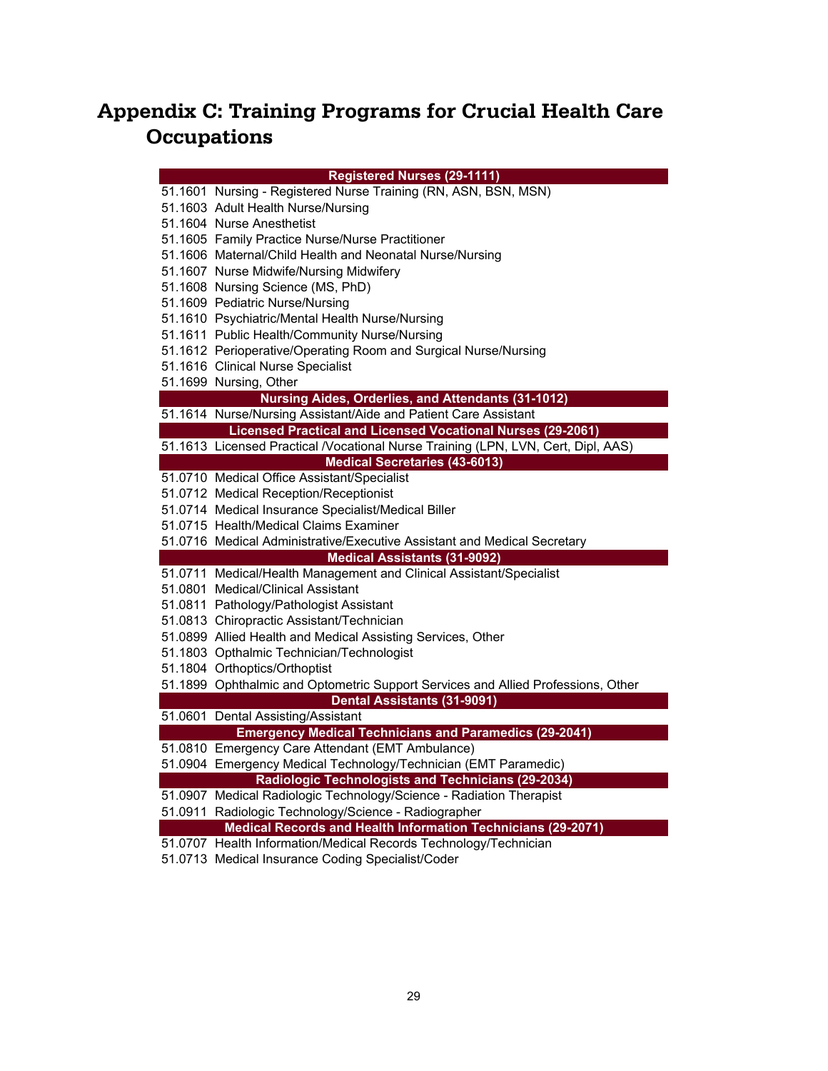# Appendix C: Training Programs for Crucial Health Care Occupations

| | |
|---|---|
| **Registered Nurses (29-1111)** | |
| 51.1601 | Nursing - Registered Nurse Training (RN, ASN, BSN, MSN) |
| 51.1603 | Adult Health Nurse/Nursing |
| 51.1604 | Nurse Anesthetist |
| 51.1605 | Family Practice Nurse/Nurse Practitioner |
| 51.1606 | Maternal/Child Health and Neonatal Nurse/Nursing |
| 51.1607 | Nurse Midwife/Nursing Midwifery |
| 51.1608 | Nursing Science (MS, PhD) |
| 51.1609 | Pediatric Nurse/Nursing |
| 51.1610 | Psychiatric/Mental Health Nurse/Nursing |
| 51.1611 | Public Health/Community Nurse/Nursing |
| 51.1612 | Perioperative/Operating Room and Surgical Nurse/Nursing |
| 51.1616 | Clinical Nurse Specialist |
| 51.1699 | Nursing, Other |
| **Nursing Aides, Orderlies, and Attendants (31-1012)** | |
| 51.1614 | Nurse/Nursing Assistant/Aide and Patient Care Assistant |
| **Licensed Practical and Licensed Vocational Nurses (29-2061)** | |
| 51.1613 | Licensed Practical /Vocational Nurse Training (LPN, LVN, Cert, Dipl, AAS) |
| **Medical Secretaries (43-6013)** | |
| 51.0710 | Medical Office Assistant/Specialist |
| 51.0712 | Medical Reception/Receptionist |
| 51.0714 | Medical Insurance Specialist/Medical Biller |
| 51.0715 | Health/Medical Claims Examiner |
| 51.0716 | Medical Administrative/Executive Assistant and Medical Secretary |
| **Medical Assistants (31-9092)** | |
| 51.0711 | Medical/Health Management and Clinical Assistant/Specialist |
| 51.0801 | Medical/Clinical Assistant |
| 51.0811 | Pathology/Pathologist Assistant |
| 51.0813 | Chiropractic Assistant/Technician |
| 51.0899 | Allied Health and Medical Assisting Services, Other |
| 51.1803 | Opthalmic Technician/Technologist |
| 51.1804 | Orthoptics/Orthoptist |
| 51.1899 | Ophthalmic and Optometric Support Services and Allied Professions, Other |
| **Dental Assistants (31-9091)** | |
| 51.0601 | Dental Assisting/Assistant |
| **Emergency Medical Technicians and Paramedics (29-2041)** | |
| 51.0810 | Emergency Care Attendant (EMT Ambulance) |
| 51.0904 | Emergency Medical Technology/Technician (EMT Paramedic) |
| **Radiologic Technologists and Technicians (29-2034)** | |
| 51.0907 | Medical Radiologic Technology/Science - Radiation Therapist |
| 51.0911 | Radiologic Technology/Science - Radiographer |
| **Medical Records and Health Information Technicians (29-2071)** | |
| 51.0707 | Health Information/Medical Records Technology/Technician |
| 51.0713 | Medical Insurance Coding Specialist/Coder |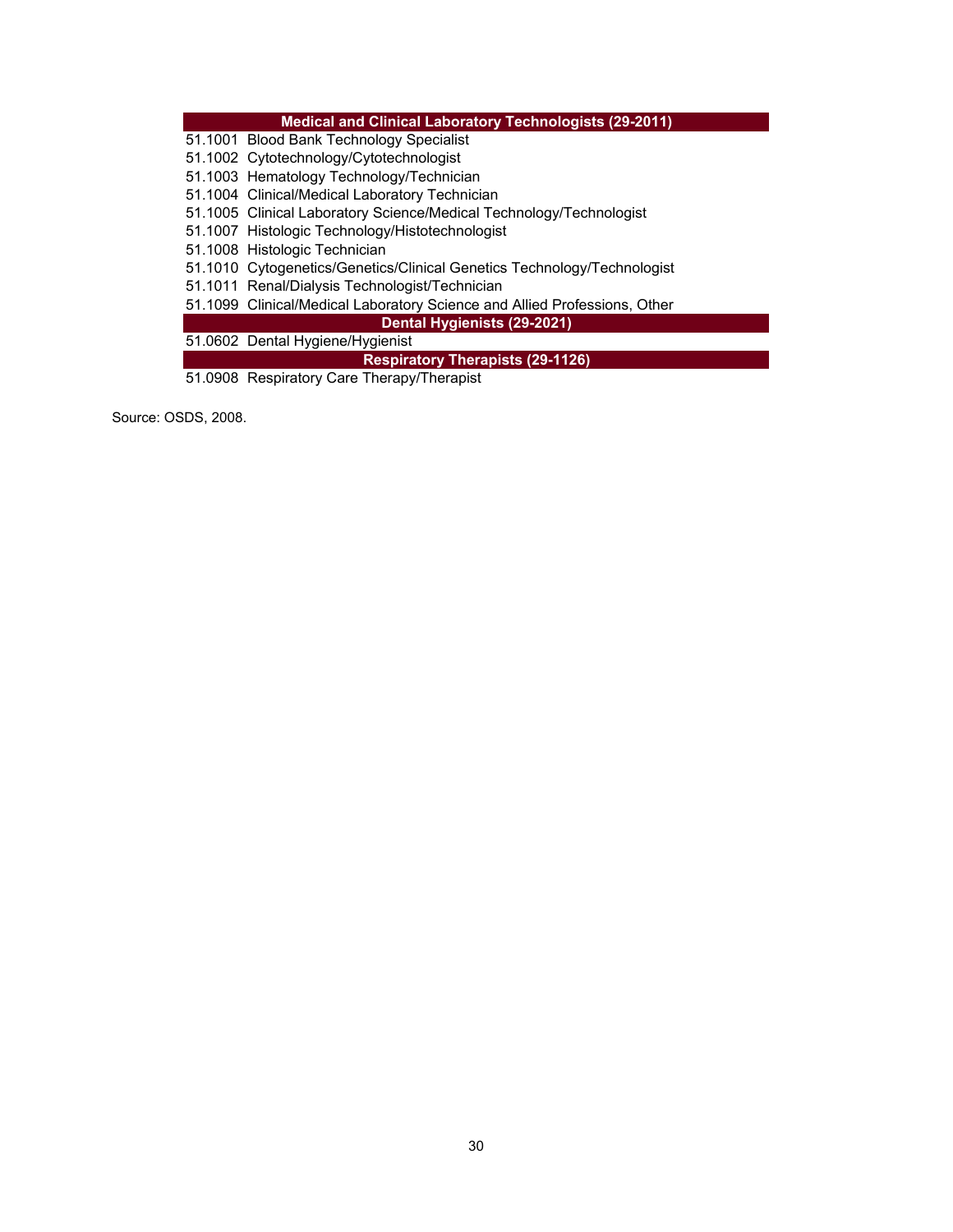| Medical and Clinical Laboratory Technologists (29-2011) | |
|---|---|
| 51.1001 | Blood Bank Technology Specialist |
| 51.1002 | Cytotechnology/Cytotechnologist |
| 51.1003 | Hematology Technology/Technician |
| 51.1004 | Clinical/Medical Laboratory Technician |
| 51.1005 | Clinical Laboratory Science/Medical Technology/Technologist |
| 51.1007 | Histologic Technology/Histotechnologist |
| 51.1008 | Histologic Technician |
| 51.1010 | Cytogenetics/Genetics/Clinical Genetics Technology/Technologist |
| 51.1011 | Renal/Dialysis Technologist/Technician |
| 51.1099 | Clinical/Medical Laboratory Science and Allied Professions, Other |
| **Dental Hygienists (29-2021)** | |
| 51.0602 | Dental Hygiene/Hygienist |
| **Respiratory Therapists (29-1126)** | |
| 51.0908 | Respiratory Care Therapy/Therapist |

Source: OSDS, 2008.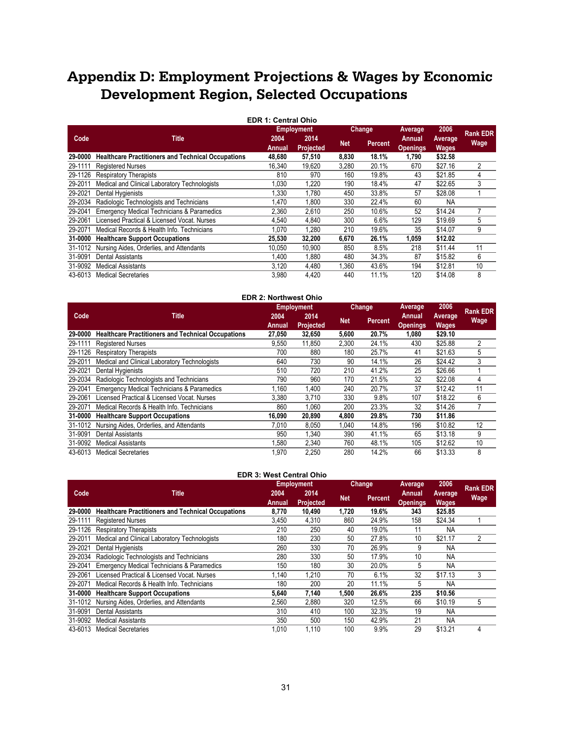# Appendix D: Employment Projections & Wages by Economic Development Region, Selected Occupations

**EDR 1: Central Ohio**

| Code | Title | Employment | | Change | | Average | 2006 | Rank EDR Wage |
|---|---|---|---|---|---|---|---|---|
| | | 2004 Annual | 2014 Projected | Net | Percent | Annual Openings | Average Wages | |
| **29-0000** | **Healthcare Practitioners and Technical Occupations** | **48,680** | **57,510** | **8,830** | **18.1%** | **1,790** | **$32.58** | |
| 29-1111 | Registered Nurses | 16,340 | 19,620 | 3,280 | 20.1% | 670 | $27.16 | 2 |
| 29-1126 | Respiratory Therapists | 810 | 970 | 160 | 19.8% | 43 | $21.85 | 4 |
| 29-2011 | Medical and Clinical Laboratory Technologists | 1,030 | 1,220 | 190 | 18.4% | 47 | $22.65 | 3 |
| 29-2021 | Dental Hygienists | 1,330 | 1,780 | 450 | 33.8% | 57 | $28.08 | 1 |
| 29-2034 | Radiologic Technologists and Technicians | 1,470 | 1,800 | 330 | 22.4% | 60 | NA | |
| 29-2041 | Emergency Medical Technicians & Paramedics | 2,360 | 2,610 | 250 | 10.6% | 52 | $14.24 | 7 |
| 29-2061 | Licensed Practical & Licensed Vocat. Nurses | 4,540 | 4,840 | 300 | 6.6% | 129 | $19.69 | 5 |
| 29-2071 | Medical Records & Health Info. Technicians | 1,070 | 1,280 | 210 | 19.6% | 35 | $14.07 | 9 |
| **31-0000** | **Healthcare Support Occupations** | **25,530** | **32,200** | **6,670** | **26.1%** | **1,059** | **$12.02** | |
| 31-1012 | Nursing Aides, Orderlies, and Attendants | 10,050 | 10,900 | 850 | 8.5% | 218 | $11.44 | 11 |
| 31-9091 | Dental Assistants | 1,400 | 1,880 | 480 | 34.3% | 87 | $15.82 | 6 |
| 31-9092 | Medical Assistants | 3,120 | 4,480 | 1,360 | 43.6% | 194 | $12.81 | 10 |
| 43-6013 | Medical Secretaries | 3,980 | 4,420 | 440 | 11.1% | 120 | $14.08 | 8 |

**EDR 2: Northwest Ohio**

| Code | Title | Employment | | Change | | Average | 2006 | Rank EDR Wage |
|---|---|---|---|---|---|---|---|---|
| | | 2004 Annual | 2014 Projected | Net | Percent | Annual Openings | Average Wages | |
| **29-0000** | **Healthcare Practitioners and Technical Occupations** | **27,050** | **32,650** | **5,600** | **20.7%** | **1,080** | **$29.10** | |
| 29-1111 | Registered Nurses | 9,550 | 11,850 | 2,300 | 24.1% | 430 | $25.88 | 2 |
| 29-1126 | Respiratory Therapists | 700 | 880 | 180 | 25.7% | 41 | $21.63 | 5 |
| 29-2011 | Medical and Clinical Laboratory Technologists | 640 | 730 | 90 | 14.1% | 26 | $24.42 | 3 |
| 29-2021 | Dental Hygienists | 510 | 720 | 210 | 41.2% | 25 | $26.66 | 1 |
| 29-2034 | Radiologic Technologists and Technicians | 790 | 960 | 170 | 21.5% | 32 | $22.08 | 4 |
| 29-2041 | Emergency Medical Technicians & Paramedics | 1,160 | 1,400 | 240 | 20.7% | 37 | $12.42 | 11 |
| 29-2061 | Licensed Practical & Licensed Vocat. Nurses | 3,380 | 3,710 | 330 | 9.8% | 107 | $18.22 | 6 |
| 29-2071 | Medical Records & Health Info. Technicians | 860 | 1,060 | 200 | 23.3% | 32 | $14.26 | 7 |
| **31-0000** | **Healthcare Support Occupations** | **16,090** | **20,890** | **4,800** | **29.8%** | **730** | **$11.86** | |
| 31-1012 | Nursing Aides, Orderlies, and Attendants | 7,010 | 8,050 | 1,040 | 14.8% | 196 | $10.82 | 12 |
| 31-9091 | Dental Assistants | 950 | 1,340 | 390 | 41.1% | 65 | $13.18 | 9 |
| 31-9092 | Medical Assistants | 1,580 | 2,340 | 760 | 48.1% | 105 | $12.62 | 10 |
| 43-6013 | Medical Secretaries | 1,970 | 2,250 | 280 | 14.2% | 66 | $13.33 | 8 |

**EDR 3: West Central Ohio**

| Code | Title | Employment | | Change | | Average | 2006 | Rank EDR Wage |
|---|---|---|---|---|---|---|---|---|
| | | 2004 Annual | 2014 Projected | Net | Percent | Annual Openings | Average Wages | |
| **29-0000** | **Healthcare Practitioners and Technical Occupations** | **8,770** | **10,490** | **1,720** | **19.6%** | **343** | **$25.85** | |
| 29-1111 | Registered Nurses | 3,450 | 4,310 | 860 | 24.9% | 158 | $24.34 | 1 |
| 29-1126 | Respiratory Therapists | 210 | 250 | 40 | 19.0% | 11 | NA | |
| 29-2011 | Medical and Clinical Laboratory Technologists | 180 | 230 | 50 | 27.8% | 10 | $21.17 | 2 |
| 29-2021 | Dental Hygienists | 260 | 330 | 70 | 26.9% | 9 | NA | |
| 29-2034 | Radiologic Technologists and Technicians | 280 | 330 | 50 | 17.9% | 10 | NA | |
| 29-2041 | Emergency Medical Technicians & Paramedics | 150 | 180 | 30 | 20.0% | 5 | NA | |
| 29-2061 | Licensed Practical & Licensed Vocat. Nurses | 1,140 | 1,210 | 70 | 6.1% | 32 | $17.13 | 3 |
| 29-2071 | Medical Records & Health Info. Technicians | 180 | 200 | 20 | 11.1% | 5 | NA | |
| **31-0000** | **Healthcare Support Occupations** | **5,640** | **7,140** | **1,500** | **26.6%** | **235** | **$10.56** | |
| 31-1012 | Nursing Aides, Orderlies, and Attendants | 2,560 | 2,880 | 320 | 12.5% | 66 | $10.19 | 5 |
| 31-9091 | Dental Assistants | 310 | 410 | 100 | 32.3% | 19 | NA | |
| 31-9092 | Medical Assistants | 350 | 500 | 150 | 42.9% | 21 | NA | |
| 43-6013 | Medical Secretaries | 1,010 | 1,110 | 100 | 9.9% | 29 | $13.21 | 4 |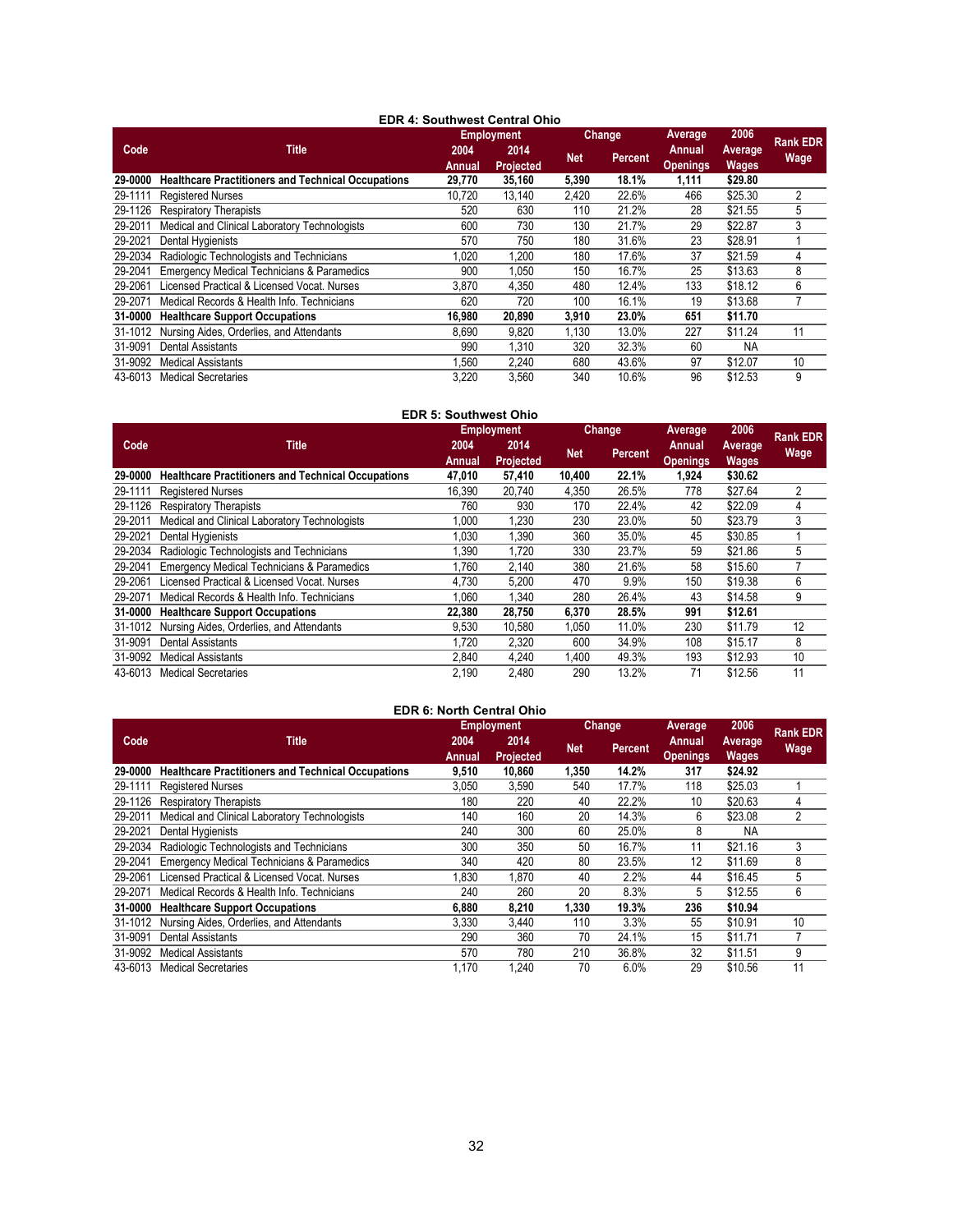### EDR 4: Southwest Central Ohio

| Code | Title | Employment | | Change | | Average Annual Openings | 2006 Average Wages | Rank EDR Wage |
|---|---|---|---|---|---|---|---|---|
| | | 2004 Annual | 2014 Projected | Net | Percent | | | |
| **29-0000** | **Healthcare Practitioners and Technical Occupations** | **29,770** | **35,160** | **5,390** | **18.1%** | **1,111** | **$29.80** | |
| 29-1111 | Registered Nurses | 10,720 | 13,140 | 2,420 | 22.6% | 466 | $25.30 | 2 |
| 29-1126 | Respiratory Therapists | 520 | 630 | 110 | 21.2% | 28 | $21.55 | 5 |
| 29-2011 | Medical and Clinical Laboratory Technologists | 600 | 730 | 130 | 21.7% | 29 | $22.87 | 3 |
| 29-2021 | Dental Hygienists | 570 | 750 | 180 | 31.6% | 23 | $28.91 | 1 |
| 29-2034 | Radiologic Technologists and Technicians | 1,020 | 1,200 | 180 | 17.6% | 37 | $21.59 | 4 |
| 29-2041 | Emergency Medical Technicians & Paramedics | 900 | 1,050 | 150 | 16.7% | 25 | $13.63 | 8 |
| 29-2061 | Licensed Practical & Licensed Vocat. Nurses | 3,870 | 4,350 | 480 | 12.4% | 133 | $18.12 | 6 |
| 29-2071 | Medical Records & Health Info. Technicians | 620 | 720 | 100 | 16.1% | 19 | $13.68 | 7 |
| **31-0000** | **Healthcare Support Occupations** | **16,980** | **20,890** | **3,910** | **23.0%** | **651** | **$11.70** | |
| 31-1012 | Nursing Aides, Orderlies, and Attendants | 8,690 | 9,820 | 1,130 | 13.0% | 227 | $11.24 | 11 |
| 31-9091 | Dental Assistants | 990 | 1,310 | 320 | 32.3% | 60 | NA | |
| 31-9092 | Medical Assistants | 1,560 | 2,240 | 680 | 43.6% | 97 | $12.07 | 10 |
| 43-6013 | Medical Secretaries | 3,220 | 3,560 | 340 | 10.6% | 96 | $12.53 | 9 |

### EDR 5: Southwest Ohio

| Code | Title | Employment | | Change | | Average Annual Openings | 2006 Average Wages | Rank EDR Wage |
|---|---|---|---|---|---|---|---|---|
| | | 2004 Annual | 2014 Projected | Net | Percent | | | |
| **29-0000** | **Healthcare Practitioners and Technical Occupations** | **47,010** | **57,410** | **10,400** | **22.1%** | **1,924** | **$30.62** | |
| 29-1111 | Registered Nurses | 16,390 | 20,740 | 4,350 | 26.5% | 778 | $27.64 | 2 |
| 29-1126 | Respiratory Therapists | 760 | 930 | 170 | 22.4% | 42 | $22.09 | 4 |
| 29-2011 | Medical and Clinical Laboratory Technologists | 1,000 | 1,230 | 230 | 23.0% | 50 | $23.79 | 3 |
| 29-2021 | Dental Hygienists | 1,030 | 1,390 | 360 | 35.0% | 45 | $30.85 | 1 |
| 29-2034 | Radiologic Technologists and Technicians | 1,390 | 1,720 | 330 | 23.7% | 59 | $21.86 | 5 |
| 29-2041 | Emergency Medical Technicians & Paramedics | 1,760 | 2,140 | 380 | 21.6% | 58 | $15.60 | 7 |
| 29-2061 | Licensed Practical & Licensed Vocat. Nurses | 4,730 | 5,200 | 470 | 9.9% | 150 | $19.38 | 6 |
| 29-2071 | Medical Records & Health Info. Technicians | 1,060 | 1,340 | 280 | 26.4% | 43 | $14.58 | 9 |
| **31-0000** | **Healthcare Support Occupations** | **22,380** | **28,750** | **6,370** | **28.5%** | **991** | **$12.61** | |
| 31-1012 | Nursing Aides, Orderlies, and Attendants | 9,530 | 10,580 | 1,050 | 11.0% | 230 | $11.79 | 12 |
| 31-9091 | Dental Assistants | 1,720 | 2,320 | 600 | 34.9% | 108 | $15.17 | 8 |
| 31-9092 | Medical Assistants | 2,840 | 4,240 | 1,400 | 49.3% | 193 | $12.93 | 10 |
| 43-6013 | Medical Secretaries | 2,190 | 2,480 | 290 | 13.2% | 71 | $12.56 | 11 |

### EDR 6: North Central Ohio

| Code | Title | Employment | | Change | | Average Annual Openings | 2006 Average Wages | Rank EDR Wage |
|---|---|---|---|---|---|---|---|---|
| | | 2004 Annual | 2014 Projected | Net | Percent | | | |
| **29-0000** | **Healthcare Practitioners and Technical Occupations** | **9,510** | **10,860** | **1,350** | **14.2%** | **317** | **$24.92** | |
| 29-1111 | Registered Nurses | 3,050 | 3,590 | 540 | 17.7% | 118 | $25.03 | 1 |
| 29-1126 | Respiratory Therapists | 180 | 220 | 40 | 22.2% | 10 | $20.63 | 4 |
| 29-2011 | Medical and Clinical Laboratory Technologists | 140 | 160 | 20 | 14.3% | 6 | $23.08 | 2 |
| 29-2021 | Dental Hygienists | 240 | 300 | 60 | 25.0% | 8 | NA | |
| 29-2034 | Radiologic Technologists and Technicians | 300 | 350 | 50 | 16.7% | 11 | $21.16 | 3 |
| 29-2041 | Emergency Medical Technicians & Paramedics | 340 | 420 | 80 | 23.5% | 12 | $11.69 | 8 |
| 29-2061 | Licensed Practical & Licensed Vocat. Nurses | 1,830 | 1,870 | 40 | 2.2% | 44 | $16.45 | 5 |
| 29-2071 | Medical Records & Health Info. Technicians | 240 | 260 | 20 | 8.3% | 5 | $12.55 | 6 |
| **31-0000** | **Healthcare Support Occupations** | **6,880** | **8,210** | **1,330** | **19.3%** | **236** | **$10.94** | |
| 31-1012 | Nursing Aides, Orderlies, and Attendants | 3,330 | 3,440 | 110 | 3.3% | 55 | $10.91 | 10 |
| 31-9091 | Dental Assistants | 290 | 360 | 70 | 24.1% | 15 | $11.71 | 7 |
| 31-9092 | Medical Assistants | 570 | 780 | 210 | 36.8% | 32 | $11.51 | 9 |
| 43-6013 | Medical Secretaries | 1,170 | 1,240 | 70 | 6.0% | 29 | $10.56 | 11 |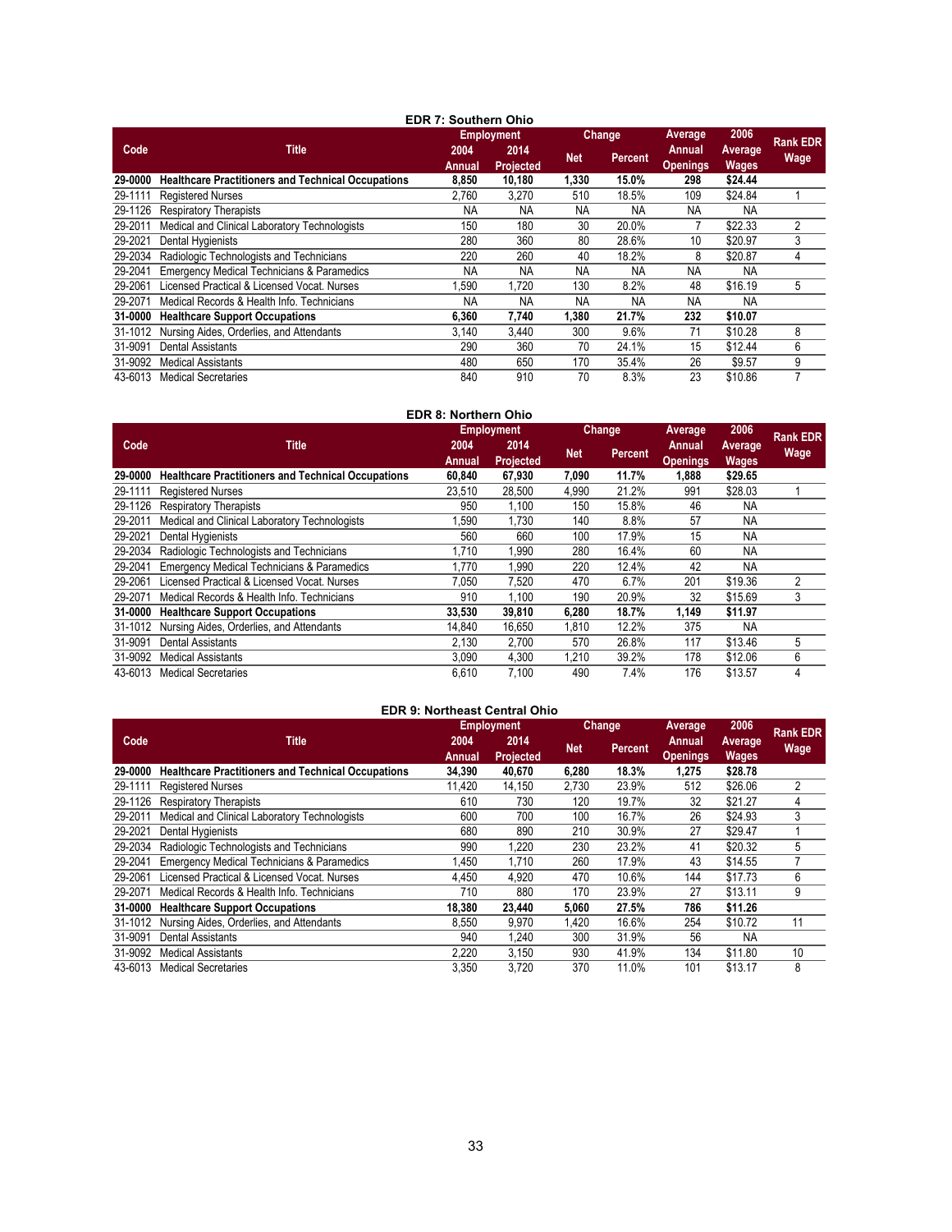### EDR 7: Southern Ohio

| Code | Title | Employment | | Change | | Average Annual Openings | 2006 Average Wages | Rank EDR Wage |
|---|---|---|---|---|---|---|---|---|
| | | 2004 Annual | 2014 Projected | Net | Percent | | | |
| **29-0000** | **Healthcare Practitioners and Technical Occupations** | **8,850** | **10,180** | **1,330** | **15.0%** | **298** | **$24.44** | |
| 29-1111 | Registered Nurses | 2,760 | 3,270 | 510 | 18.5% | 109 | $24.84 | 1 |
| 29-1126 | Respiratory Therapists | NA | NA | NA | NA | NA | NA | |
| 29-2011 | Medical and Clinical Laboratory Technologists | 150 | 180 | 30 | 20.0% | 7 | $22.33 | 2 |
| 29-2021 | Dental Hygienists | 280 | 360 | 80 | 28.6% | 10 | $20.97 | 3 |
| 29-2034 | Radiologic Technologists and Technicians | 220 | 260 | 40 | 18.2% | 8 | $20.87 | 4 |
| 29-2041 | Emergency Medical Technicians & Paramedics | NA | NA | NA | NA | NA | NA | |
| 29-2061 | Licensed Practical & Licensed Vocat. Nurses | 1,590 | 1,720 | 130 | 8.2% | 48 | $16.19 | 5 |
| 29-2071 | Medical Records & Health Info. Technicians | NA | NA | NA | NA | NA | NA | |
| **31-0000** | **Healthcare Support Occupations** | **6,360** | **7,740** | **1,380** | **21.7%** | **232** | **$10.07** | |
| 31-1012 | Nursing Aides, Orderlies, and Attendants | 3,140 | 3,440 | 300 | 9.6% | 71 | $10.28 | 8 |
| 31-9091 | Dental Assistants | 290 | 360 | 70 | 24.1% | 15 | $12.44 | 6 |
| 31-9092 | Medical Assistants | 480 | 650 | 170 | 35.4% | 26 | $9.57 | 9 |
| 43-6013 | Medical Secretaries | 840 | 910 | 70 | 8.3% | 23 | $10.86 | 7 |

### EDR 8: Northern Ohio

| Code | Title | Employment | | Change | | Average Annual Openings | 2006 Average Wages | Rank EDR Wage |
|---|---|---|---|---|---|---|---|---|
| | | 2004 Annual | 2014 Projected | Net | Percent | | | |
| **29-0000** | **Healthcare Practitioners and Technical Occupations** | **60,840** | **67,930** | **7,090** | **11.7%** | **1,888** | **$29.65** | |
| 29-1111 | Registered Nurses | 23,510 | 28,500 | 4,990 | 21.2% | 991 | $28.03 | 1 |
| 29-1126 | Respiratory Therapists | 950 | 1,100 | 150 | 15.8% | 46 | NA | |
| 29-2011 | Medical and Clinical Laboratory Technologists | 1,590 | 1,730 | 140 | 8.8% | 57 | NA | |
| 29-2021 | Dental Hygienists | 560 | 660 | 100 | 17.9% | 15 | NA | |
| 29-2034 | Radiologic Technologists and Technicians | 1,710 | 1,990 | 280 | 16.4% | 60 | NA | |
| 29-2041 | Emergency Medical Technicians & Paramedics | 1,770 | 1,990 | 220 | 12.4% | 42 | NA | |
| 29-2061 | Licensed Practical & Licensed Vocat. Nurses | 7,050 | 7,520 | 470 | 6.7% | 201 | $19.36 | 2 |
| 29-2071 | Medical Records & Health Info. Technicians | 910 | 1,100 | 190 | 20.9% | 32 | $15.69 | 3 |
| **31-0000** | **Healthcare Support Occupations** | **33,530** | **39,810** | **6,280** | **18.7%** | **1,149** | **$11.97** | |
| 31-1012 | Nursing Aides, Orderlies, and Attendants | 14,840 | 16,650 | 1,810 | 12.2% | 375 | NA | |
| 31-9091 | Dental Assistants | 2,130 | 2,700 | 570 | 26.8% | 117 | $13.46 | 5 |
| 31-9092 | Medical Assistants | 3,090 | 4,300 | 1,210 | 39.2% | 178 | $12.06 | 6 |
| 43-6013 | Medical Secretaries | 6,610 | 7,100 | 490 | 7.4% | 176 | $13.57 | 4 |

### EDR 9: Northeast Central Ohio

| Code | Title | Employment | | Change | | Average Annual Openings | 2006 Average Wages | Rank EDR Wage |
|---|---|---|---|---|---|---|---|---|
| | | 2004 Annual | 2014 Projected | Net | Percent | | | |
| **29-0000** | **Healthcare Practitioners and Technical Occupations** | **34,390** | **40,670** | **6,280** | **18.3%** | **1,275** | **$28.78** | |
| 29-1111 | Registered Nurses | 11,420 | 14,150 | 2,730 | 23.9% | 512 | $26.06 | 2 |
| 29-1126 | Respiratory Therapists | 610 | 730 | 120 | 19.7% | 32 | $21.27 | 4 |
| 29-2011 | Medical and Clinical Laboratory Technologists | 600 | 700 | 100 | 16.7% | 26 | $24.93 | 3 |
| 29-2021 | Dental Hygienists | 680 | 890 | 210 | 30.9% | 27 | $29.47 | 1 |
| 29-2034 | Radiologic Technologists and Technicians | 990 | 1,220 | 230 | 23.2% | 41 | $20.32 | 5 |
| 29-2041 | Emergency Medical Technicians & Paramedics | 1,450 | 1,710 | 260 | 17.9% | 43 | $14.55 | 7 |
| 29-2061 | Licensed Practical & Licensed Vocat. Nurses | 4,450 | 4,920 | 470 | 10.6% | 144 | $17.73 | 6 |
| 29-2071 | Medical Records & Health Info. Technicians | 710 | 880 | 170 | 23.9% | 27 | $13.11 | 9 |
| **31-0000** | **Healthcare Support Occupations** | **18,380** | **23,440** | **5,060** | **27.5%** | **786** | **$11.26** | |
| 31-1012 | Nursing Aides, Orderlies, and Attendants | 8,550 | 9,970 | 1,420 | 16.6% | 254 | $10.72 | 11 |
| 31-9091 | Dental Assistants | 940 | 1,240 | 300 | 31.9% | 56 | NA | |
| 31-9092 | Medical Assistants | 2,220 | 3,150 | 930 | 41.9% | 134 | $11.80 | 10 |
| 43-6013 | Medical Secretaries | 3,350 | 3,720 | 370 | 11.0% | 101 | $13.17 | 8 |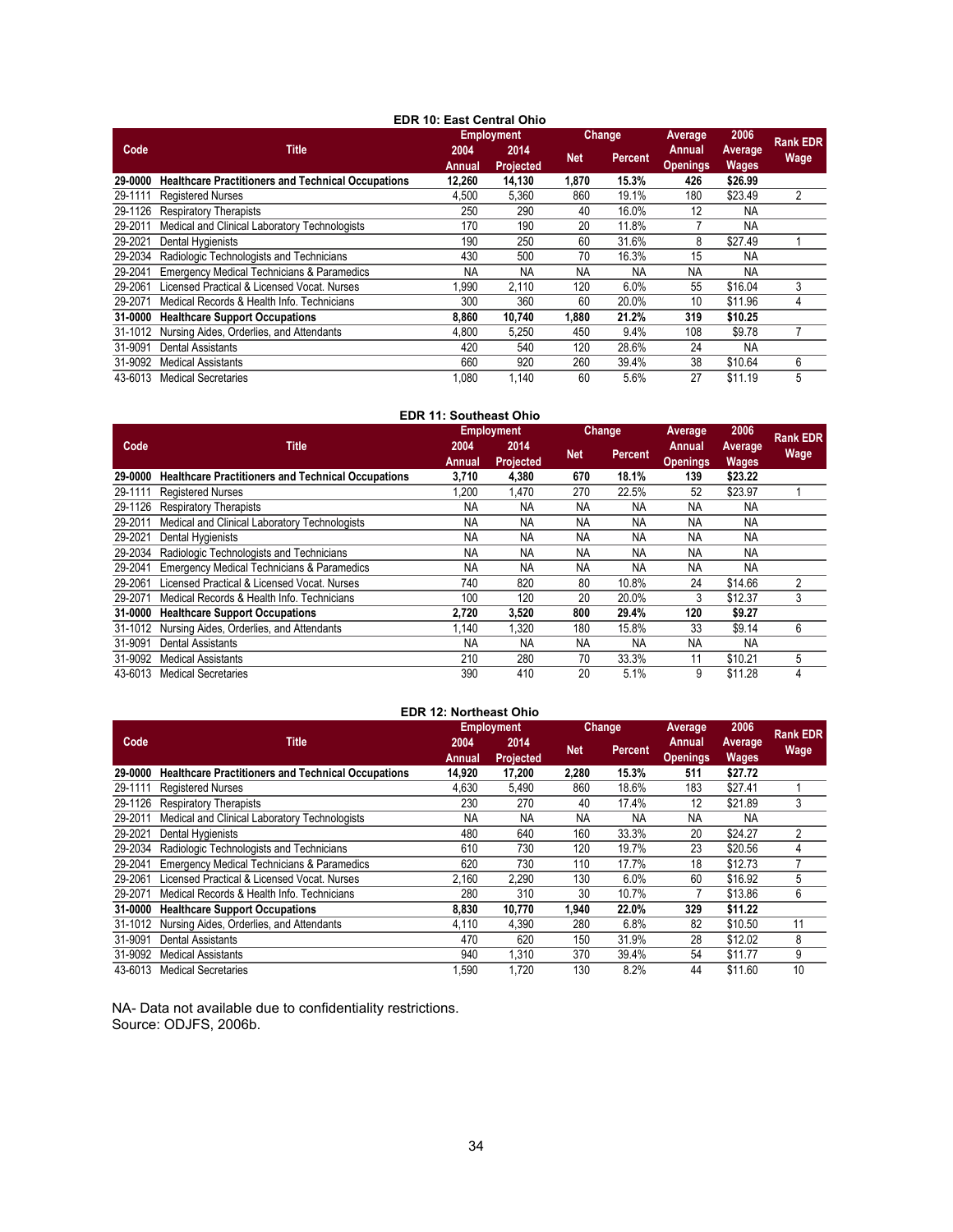**EDR 10: East Central Ohio**

| Code | Title | Employment | | Change | | Average Annual Openings | 2006 Average Wages | Rank EDR Wage |
|---|---|---|---|---|---|---|---|---|
| | | 2004 Annual | 2014 Projected | Net | Percent | | | |
| **29-0000** | **Healthcare Practitioners and Technical Occupations** | **12,260** | **14,130** | **1,870** | **15.3%** | **426** | **$26.99** | |
| 29-1111 | Registered Nurses | 4,500 | 5,360 | 860 | 19.1% | 180 | $23.49 | 2 |
| 29-1126 | Respiratory Therapists | 250 | 290 | 40 | 16.0% | 12 | NA | |
| 29-2011 | Medical and Clinical Laboratory Technologists | 170 | 190 | 20 | 11.8% | 7 | NA | |
| 29-2021 | Dental Hygienists | 190 | 250 | 60 | 31.6% | 8 | $27.49 | 1 |
| 29-2034 | Radiologic Technologists and Technicians | 430 | 500 | 70 | 16.3% | 15 | NA | |
| 29-2041 | Emergency Medical Technicians & Paramedics | NA | NA | NA | NA | NA | NA | |
| 29-2061 | Licensed Practical & Licensed Vocat. Nurses | 1,990 | 2,110 | 120 | 6.0% | 55 | $16.04 | 3 |
| 29-2071 | Medical Records & Health Info. Technicians | 300 | 360 | 60 | 20.0% | 10 | $11.96 | 4 |
| **31-0000** | **Healthcare Support Occupations** | **8,860** | **10,740** | **1,880** | **21.2%** | **319** | **$10.25** | |
| 31-1012 | Nursing Aides, Orderlies, and Attendants | 4,800 | 5,250 | 450 | 9.4% | 108 | $9.78 | 7 |
| 31-9091 | Dental Assistants | 420 | 540 | 120 | 28.6% | 24 | NA | |
| 31-9092 | Medical Assistants | 660 | 920 | 260 | 39.4% | 38 | $10.64 | 6 |
| 43-6013 | Medical Secretaries | 1,080 | 1,140 | 60 | 5.6% | 27 | $11.19 | 5 |

**EDR 11: Southeast Ohio**

| Code | Title | Employment | | Change | | Average Annual Openings | 2006 Average Wages | Rank EDR Wage |
|---|---|---|---|---|---|---|---|---|
| | | 2004 Annual | 2014 Projected | Net | Percent | | | |
| **29-0000** | **Healthcare Practitioners and Technical Occupations** | **3,710** | **4,380** | **670** | **18.1%** | **139** | **$23.22** | |
| 29-1111 | Registered Nurses | 1,200 | 1,470 | 270 | 22.5% | 52 | $23.97 | 1 |
| 29-1126 | Respiratory Therapists | NA | NA | NA | NA | NA | NA | |
| 29-2011 | Medical and Clinical Laboratory Technologists | NA | NA | NA | NA | NA | NA | |
| 29-2021 | Dental Hygienists | NA | NA | NA | NA | NA | NA | |
| 29-2034 | Radiologic Technologists and Technicians | NA | NA | NA | NA | NA | NA | |
| 29-2041 | Emergency Medical Technicians & Paramedics | NA | NA | NA | NA | NA | NA | |
| 29-2061 | Licensed Practical & Licensed Vocat. Nurses | 740 | 820 | 80 | 10.8% | 24 | $14.66 | 2 |
| 29-2071 | Medical Records & Health Info. Technicians | 100 | 120 | 20 | 20.0% | 3 | $12.37 | 3 |
| **31-0000** | **Healthcare Support Occupations** | **2,720** | **3,520** | **800** | **29.4%** | **120** | **$9.27** | |
| 31-1012 | Nursing Aides, Orderlies, and Attendants | 1,140 | 1,320 | 180 | 15.8% | 33 | $9.14 | 6 |
| 31-9091 | Dental Assistants | NA | NA | NA | NA | NA | NA | |
| 31-9092 | Medical Assistants | 210 | 280 | 70 | 33.3% | 11 | $10.21 | 5 |
| 43-6013 | Medical Secretaries | 390 | 410 | 20 | 5.1% | 9 | $11.28 | 4 |

**EDR 12: Northeast Ohio**

| Code | Title | Employment | | Change | | Average Annual Openings | 2006 Average Wages | Rank EDR Wage |
|---|---|---|---|---|---|---|---|---|
| | | 2004 Annual | 2014 Projected | Net | Percent | | | |
| **29-0000** | **Healthcare Practitioners and Technical Occupations** | **14,920** | **17,200** | **2,280** | **15.3%** | **511** | **$27.72** | |
| 29-1111 | Registered Nurses | 4,630 | 5,490 | 860 | 18.6% | 183 | $27.41 | 1 |
| 29-1126 | Respiratory Therapists | 230 | 270 | 40 | 17.4% | 12 | $21.89 | 3 |
| 29-2011 | Medical and Clinical Laboratory Technologists | NA | NA | NA | NA | NA | NA | |
| 29-2021 | Dental Hygienists | 480 | 640 | 160 | 33.3% | 20 | $24.27 | 2 |
| 29-2034 | Radiologic Technologists and Technicians | 610 | 730 | 120 | 19.7% | 23 | $20.56 | 4 |
| 29-2041 | Emergency Medical Technicians & Paramedics | 620 | 730 | 110 | 17.7% | 18 | $12.73 | 7 |
| 29-2061 | Licensed Practical & Licensed Vocat. Nurses | 2,160 | 2,290 | 130 | 6.0% | 60 | $16.92 | 5 |
| 29-2071 | Medical Records & Health Info. Technicians | 280 | 310 | 30 | 10.7% | 7 | $13.86 | 6 |
| **31-0000** | **Healthcare Support Occupations** | **8,830** | **10,770** | **1,940** | **22.0%** | **329** | **$11.22** | |
| 31-1012 | Nursing Aides, Orderlies, and Attendants | 4,110 | 4,390 | 280 | 6.8% | 82 | $10.50 | 11 |
| 31-9091 | Dental Assistants | 470 | 620 | 150 | 31.9% | 28 | $12.02 | 8 |
| 31-9092 | Medical Assistants | 940 | 1,310 | 370 | 39.4% | 54 | $11.77 | 9 |
| 43-6013 | Medical Secretaries | 1,590 | 1,720 | 130 | 8.2% | 44 | $11.60 | 10 |

NA- Data not available due to confidentiality restrictions.
Source: ODJFS, 2006b.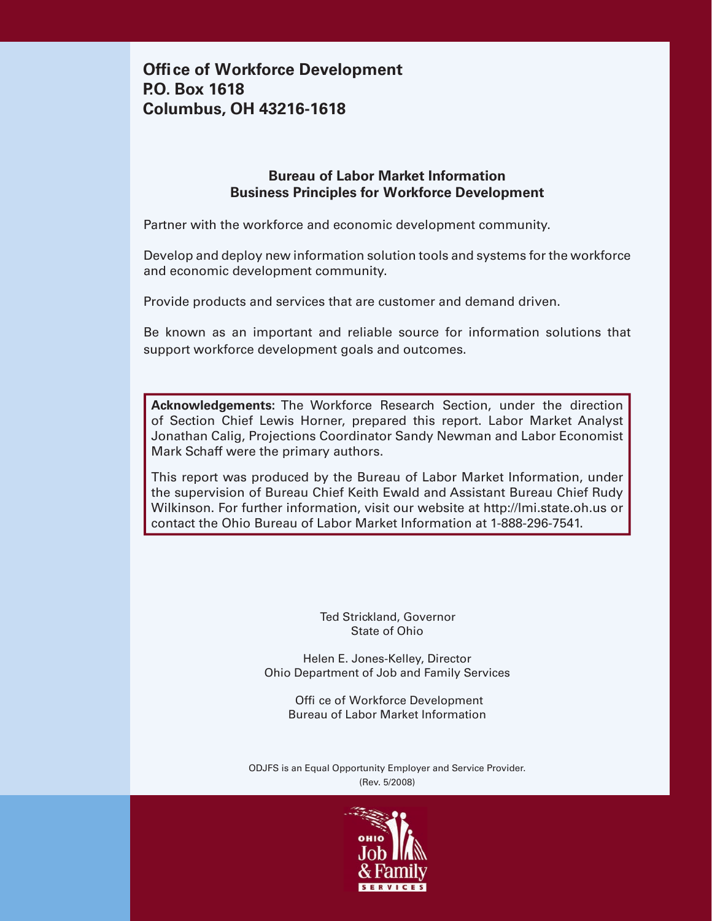**Office of Workforce Development**
**P.O. Box 1618**
**Columbus, OH 43216-1618**

**Bureau of Labor Market Information**
**Business Principles for Workforce Development**

Partner with the workforce and economic development community.

Develop and deploy new information solution tools and systems for the workforce and economic development community.

Provide products and services that are customer and demand driven.

Be known as an important and reliable source for information solutions that support workforce development goals and outcomes.

**Acknowledgements:** The Workforce Research Section, under the direction of Section Chief Lewis Horner, prepared this report. Labor Market Analyst Jonathan Calig, Projections Coordinator Sandy Newman and Labor Economist Mark Schaff were the primary authors.

This report was produced by the Bureau of Labor Market Information, under the supervision of Bureau Chief Keith Ewald and Assistant Bureau Chief Rudy Wilkinson. For further information, visit our website at http://lmi.state.oh.us or contact the Ohio Bureau of Labor Market Information at 1-888-296-7541.

Ted Strickland, Governor
State of Ohio

Helen E. Jones-Kelley, Director
Ohio Department of Job and Family Services

Office of Workforce Development
Bureau of Labor Market Information

ODJFS is an Equal Opportunity Employer and Service Provider.
(Rev. 5/2008)

OHIO Job & Family SERVICES